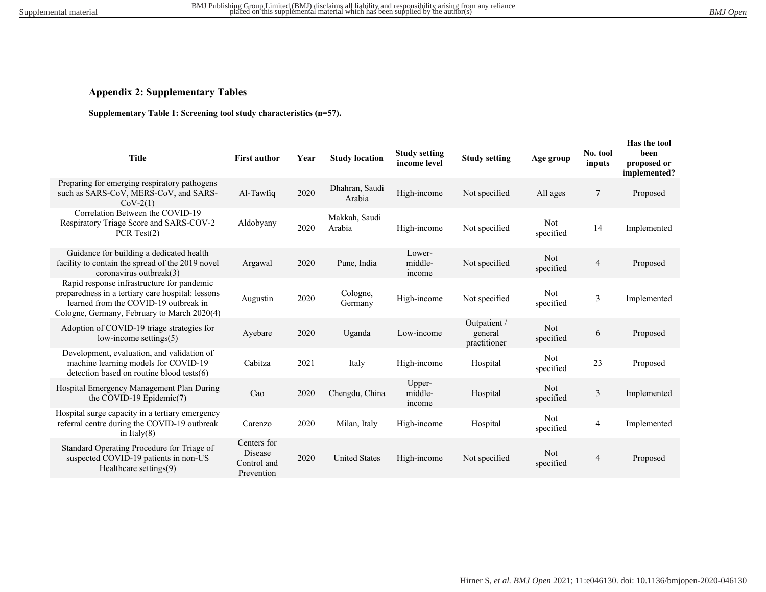## Appendix 2: Supplementary Tables

**Supplementary Table 1: Screening tool study characteristics (n=57).**

| Title | First author | Year | Study location | Study setting income level | Study setting | Age group | No. tool inputs | Has the tool been proposed or implemented? |
|---|---|---|---|---|---|---|---|---|
| Preparing for emerging respiratory pathogens such as SARS-CoV, MERS-CoV, and SARS-CoV-2(1) | Al-Tawfiq | 2020 | Dhahran, Saudi Arabia | High-income | Not specified | All ages | 7 | Proposed |
| Correlation Between the COVID-19 Respiratory Triage Score and SARS-COV-2 PCR Test(2) | Aldobyany | 2020 | Makkah, Saudi Arabia | High-income | Not specified | Not specified | 14 | Implemented |
| Guidance for building a dedicated health facility to contain the spread of the 2019 novel coronavirus outbreak(3) | Argawal | 2020 | Pune, India | Lower-middle-income | Not specified | Not specified | 4 | Proposed |
| Rapid response infrastructure for pandemic preparedness in a tertiary care hospital: lessons learned from the COVID-19 outbreak in Cologne, Germany, February to March 2020(4) | Augustin | 2020 | Cologne, Germany | High-income | Not specified | Not specified | 3 | Implemented |
| Adoption of COVID-19 triage strategies for low-income settings(5) | Ayebare | 2020 | Uganda | Low-income | Outpatient / general practitioner | Not specified | 6 | Proposed |
| Development, evaluation, and validation of machine learning models for COVID-19 detection based on routine blood tests(6) | Cabitza | 2021 | Italy | High-income | Hospital | Not specified | 23 | Proposed |
| Hospital Emergency Management Plan During the COVID-19 Epidemic(7) | Cao | 2020 | Chengdu, China | Upper-middle-income | Hospital | Not specified | 3 | Implemented |
| Hospital surge capacity in a tertiary emergency referral centre during the COVID-19 outbreak in Italy(8) | Carenzo | 2020 | Milan, Italy | High-income | Hospital | Not specified | 4 | Implemented |
| Standard Operating Procedure for Triage of suspected COVID-19 patients in non-US Healthcare settings(9) | Centers for Disease Control and Prevention | 2020 | United States | High-income | Not specified | Not specified | 4 | Proposed |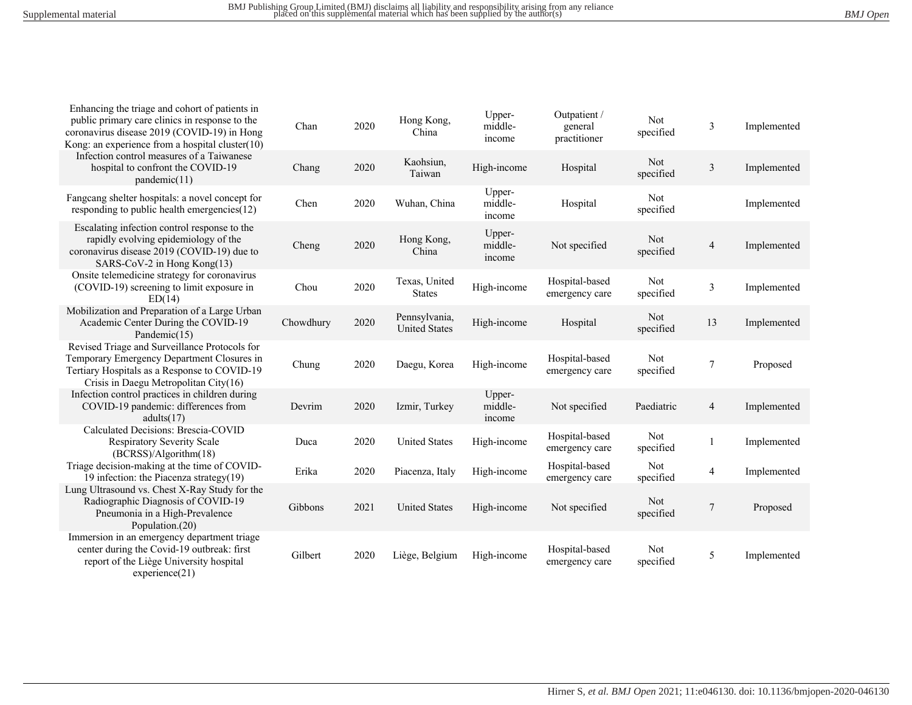| | | | | | | | | |
|---|---|---|---|---|---|---|---|---|
| Enhancing the triage and cohort of patients in public primary care clinics in response to the coronavirus disease 2019 (COVID-19) in Hong Kong: an experience from a hospital cluster(10) | Chan | 2020 | Hong Kong, China | Upper-middle-income | Outpatient / general practitioner | Not specified | 3 | Implemented |
| Infection control measures of a Taiwanese hospital to confront the COVID-19 pandemic(11) | Chang | 2020 | Kaohsiun, Taiwan | High-income | Hospital | Not specified | 3 | Implemented |
| Fangcang shelter hospitals: a novel concept for responding to public health emergencies(12) | Chen | 2020 | Wuhan, China | Upper-middle-income | Hospital | Not specified | | Implemented |
| Escalating infection control response to the rapidly evolving epidemiology of the coronavirus disease 2019 (COVID-19) due to SARS-CoV-2 in Hong Kong(13) | Cheng | 2020 | Hong Kong, China | Upper-middle-income | Not specified | Not specified | 4 | Implemented |
| Onsite telemedicine strategy for coronavirus (COVID-19) screening to limit exposure in ED(14) | Chou | 2020 | Texas, United States | High-income | Hospital-based emergency care | Not specified | 3 | Implemented |
| Mobilization and Preparation of a Large Urban Academic Center During the COVID-19 Pandemic(15) | Chowdhury | 2020 | Pennsylvania, United States | High-income | Hospital | Not specified | 13 | Implemented |
| Revised Triage and Surveillance Protocols for Temporary Emergency Department Closures in Tertiary Hospitals as a Response to COVID-19 Crisis in Daegu Metropolitan City(16) | Chung | 2020 | Daegu, Korea | High-income | Hospital-based emergency care | Not specified | 7 | Proposed |
| Infection control practices in children during COVID-19 pandemic: differences from adults(17) | Devrim | 2020 | Izmir, Turkey | Upper-middle-income | Not specified | Paediatric | 4 | Implemented |
| Calculated Decisions: Brescia-COVID Respiratory Severity Scale (BCRSS)/Algorithm(18) | Duca | 2020 | United States | High-income | Hospital-based emergency care | Not specified | 1 | Implemented |
| Triage decision-making at the time of COVID-19 infection: the Piacenza strategy(19) | Erika | 2020 | Piacenza, Italy | High-income | Hospital-based emergency care | Not specified | 4 | Implemented |
| Lung Ultrasound vs. Chest X-Ray Study for the Radiographic Diagnosis of COVID-19 Pneumonia in a High-Prevalence Population.(20) | Gibbons | 2021 | United States | High-income | Not specified | Not specified | 7 | Proposed |
| Immersion in an emergency department triage center during the Covid-19 outbreak: first report of the Liège University hospital experience(21) | Gilbert | 2020 | Liège, Belgium | High-income | Hospital-based emergency care | Not specified | 5 | Implemented |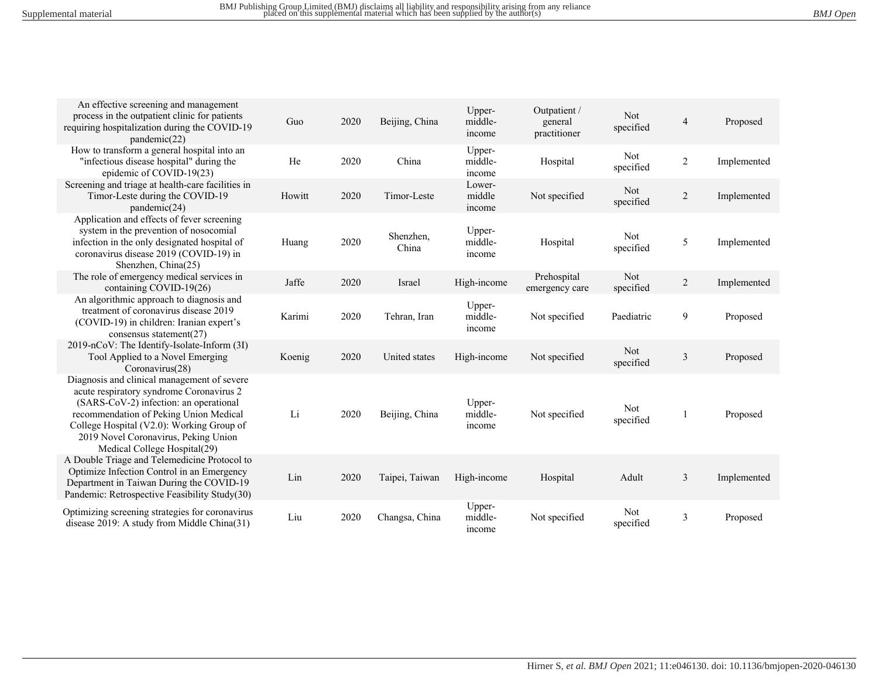| An effective screening and management process in the outpatient clinic for patients requiring hospitalization during the COVID-19 pandemic(22) | Guo | 2020 | Beijing, China | Upper-middle-income | Outpatient / general practitioner | Not specified | 4 | Proposed |
|---|---|---|---|---|---|---|---|---|
| How to transform a general hospital into an "infectious disease hospital" during the epidemic of COVID-19(23) | He | 2020 | China | Upper-middle-income | Hospital | Not specified | 2 | Implemented |
| Screening and triage at health-care facilities in Timor-Leste during the COVID-19 pandemic(24) | Howitt | 2020 | Timor-Leste | Lower-middle income | Not specified | Not specified | 2 | Implemented |
| Application and effects of fever screening system in the prevention of nosocomial infection in the only designated hospital of coronavirus disease 2019 (COVID-19) in Shenzhen, China(25) | Huang | 2020 | Shenzhen, China | Upper-middle-income | Hospital | Not specified | 5 | Implemented |
| The role of emergency medical services in containing COVID-19(26) | Jaffe | 2020 | Israel | High-income | Prehospital emergency care | Not specified | 2 | Implemented |
| An algorithmic approach to diagnosis and treatment of coronavirus disease 2019 (COVID-19) in children: Iranian expert's consensus statement(27) | Karimi | 2020 | Tehran, Iran | Upper-middle-income | Not specified | Paediatric | 9 | Proposed |
| 2019-nCoV: The Identify-Isolate-Inform (3I) Tool Applied to a Novel Emerging Coronavirus(28) | Koenig | 2020 | United states | High-income | Not specified | Not specified | 3 | Proposed |
| Diagnosis and clinical management of severe acute respiratory syndrome Coronavirus 2 (SARS-CoV-2) infection: an operational recommendation of Peking Union Medical College Hospital (V2.0): Working Group of 2019 Novel Coronavirus, Peking Union Medical College Hospital(29) | Li | 2020 | Beijing, China | Upper-middle-income | Not specified | Not specified | 1 | Proposed |
| A Double Triage and Telemedicine Protocol to Optimize Infection Control in an Emergency Department in Taiwan During the COVID-19 Pandemic: Retrospective Feasibility Study(30) | Lin | 2020 | Taipei, Taiwan | High-income | Hospital | Adult | 3 | Implemented |
| Optimizing screening strategies for coronavirus disease 2019: A study from Middle China(31) | Liu | 2020 | Changsa, China | Upper-middle-income | Not specified | Not specified | 3 | Proposed |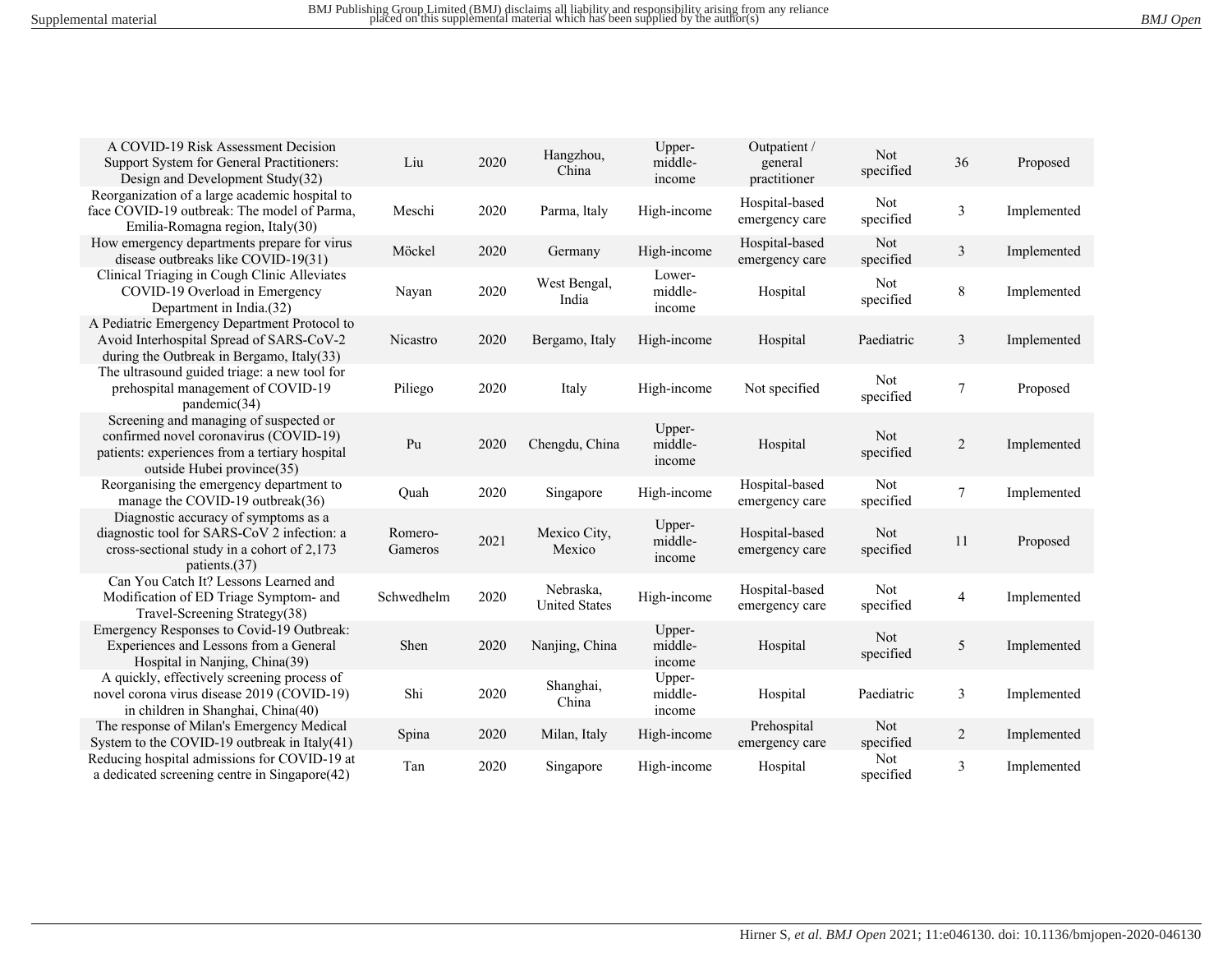| | | | | | | | | |
|---|---|---|---|---|---|---|---|---|
| A COVID-19 Risk Assessment Decision Support System for General Practitioners: Design and Development Study(32) | Liu | 2020 | Hangzhou, China | Upper-middle-income | Outpatient / general practitioner | Not specified | 36 | Proposed |
| Reorganization of a large academic hospital to face COVID-19 outbreak: The model of Parma, Emilia-Romagna region, Italy(30) | Meschi | 2020 | Parma, Italy | High-income | Hospital-based emergency care | Not specified | 3 | Implemented |
| How emergency departments prepare for virus disease outbreaks like COVID-19(31) | Möckel | 2020 | Germany | High-income | Hospital-based emergency care | Not specified | 3 | Implemented |
| Clinical Triaging in Cough Clinic Alleviates COVID-19 Overload in Emergency Department in India.(32) | Nayan | 2020 | West Bengal, India | Lower-middle-income | Hospital | Not specified | 8 | Implemented |
| A Pediatric Emergency Department Protocol to Avoid Interhospital Spread of SARS-CoV-2 during the Outbreak in Bergamo, Italy(33) | Nicastro | 2020 | Bergamo, Italy | High-income | Hospital | Paediatric | 3 | Implemented |
| The ultrasound guided triage: a new tool for prehospital management of COVID-19 pandemic(34) | Piliego | 2020 | Italy | High-income | Not specified | Not specified | 7 | Proposed |
| Screening and managing of suspected or confirmed novel coronavirus (COVID-19) patients: experiences from a tertiary hospital outside Hubei province(35) | Pu | 2020 | Chengdu, China | Upper-middle-income | Hospital | Not specified | 2 | Implemented |
| Reorganising the emergency department to manage the COVID-19 outbreak(36) | Quah | 2020 | Singapore | High-income | Hospital-based emergency care | Not specified | 7 | Implemented |
| Diagnostic accuracy of symptoms as a diagnostic tool for SARS-CoV 2 infection: a cross-sectional study in a cohort of 2,173 patients.(37) | Romero-Gameros | 2021 | Mexico City, Mexico | Upper-middle-income | Hospital-based emergency care | Not specified | 11 | Proposed |
| Can You Catch It? Lessons Learned and Modification of ED Triage Symptom- and Travel-Screening Strategy(38) | Schwedhelm | 2020 | Nebraska, United States | High-income | Hospital-based emergency care | Not specified | 4 | Implemented |
| Emergency Responses to Covid-19 Outbreak: Experiences and Lessons from a General Hospital in Nanjing, China(39) | Shen | 2020 | Nanjing, China | Upper-middle-income | Hospital | Not specified | 5 | Implemented |
| A quickly, effectively screening process of novel corona virus disease 2019 (COVID-19) in children in Shanghai, China(40) | Shi | 2020 | Shanghai, China | Upper-middle-income | Hospital | Paediatric | 3 | Implemented |
| The response of Milan's Emergency Medical System to the COVID-19 outbreak in Italy(41) | Spina | 2020 | Milan, Italy | High-income | Prehospital emergency care | Not specified | 2 | Implemented |
| Reducing hospital admissions for COVID-19 at a dedicated screening centre in Singapore(42) | Tan | 2020 | Singapore | High-income | Hospital | Not specified | 3 | Implemented |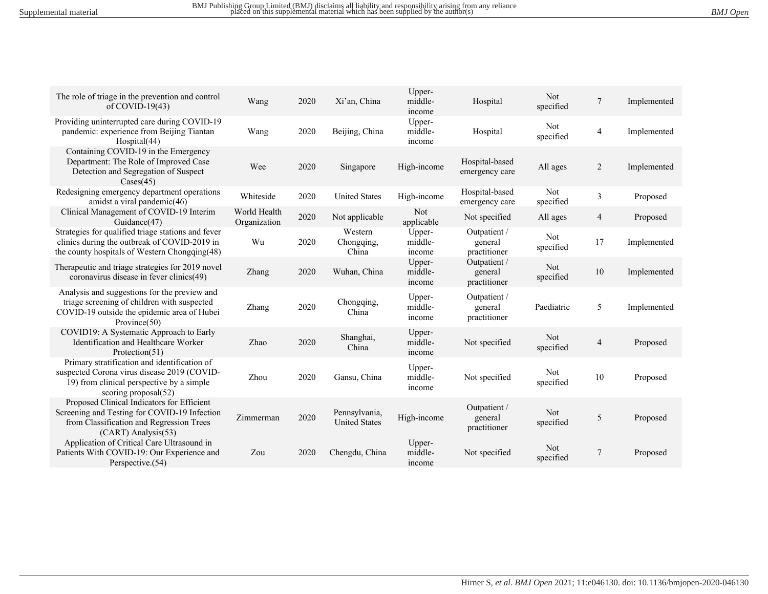| The role of triage in the prevention and control of COVID-19(43) | Wang | 2020 | Xi'an, China | Upper-middle-income | Hospital | Not specified | 7 | Implemented |
|---|---|---|---|---|---|---|---|---|
| Providing uninterrupted care during COVID-19 pandemic: experience from Beijing Tiantan Hospital(44) | Wang | 2020 | Beijing, China | Upper-middle-income | Hospital | Not specified | 4 | Implemented |
| Containing COVID-19 in the Emergency Department: The Role of Improved Case Detection and Segregation of Suspect Cases(45) | Wee | 2020 | Singapore | High-income | Hospital-based emergency care | All ages | 2 | Implemented |
| Redesigning emergency department operations amidst a viral pandemic(46) | Whiteside | 2020 | United States | High-income | Hospital-based emergency care | Not specified | 3 | Proposed |
| Clinical Management of COVID-19 Interim Guidance(47) | World Health Organization | 2020 | Not applicable | Not applicable | Not specified | All ages | 4 | Proposed |
| Strategies for qualified triage stations and fever clinics during the outbreak of COVID-2019 in the county hospitals of Western Chongqing(48) | Wu | 2020 | Western Chongqing, China | Upper-middle-income | Outpatient / general practitioner | Not specified | 17 | Implemented |
| Therapeutic and triage strategies for 2019 novel coronavirus disease in fever clinics(49) | Zhang | 2020 | Wuhan, China | Upper-middle-income | Outpatient / general practitioner | Not specified | 10 | Implemented |
| Analysis and suggestions for the preview and triage screening of children with suspected COVID-19 outside the epidemic area of Hubei Province(50) | Zhang | 2020 | Chongqing, China | Upper-middle-income | Outpatient / general practitioner | Paediatric | 5 | Implemented |
| COVID19: A Systematic Approach to Early Identification and Healthcare Worker Protection(51) | Zhao | 2020 | Shanghai, China | Upper-middle-income | Not specified | Not specified | 4 | Proposed |
| Primary stratification and identification of suspected Corona virus disease 2019 (COVID-19) from clinical perspective by a simple scoring proposal(52) | Zhou | 2020 | Gansu, China | Upper-middle-income | Not specified | Not specified | 10 | Proposed |
| Proposed Clinical Indicators for Efficient Screening and Testing for COVID-19 Infection from Classification and Regression Trees (CART) Analysis(53) | Zimmerman | 2020 | Pennsylvania, United States | High-income | Outpatient / general practitioner | Not specified | 5 | Proposed |
| Application of Critical Care Ultrasound in Patients With COVID-19: Our Experience and Perspective.(54) | Zou | 2020 | Chengdu, China | Upper-middle-income | Not specified | Not specified | 7 | Proposed |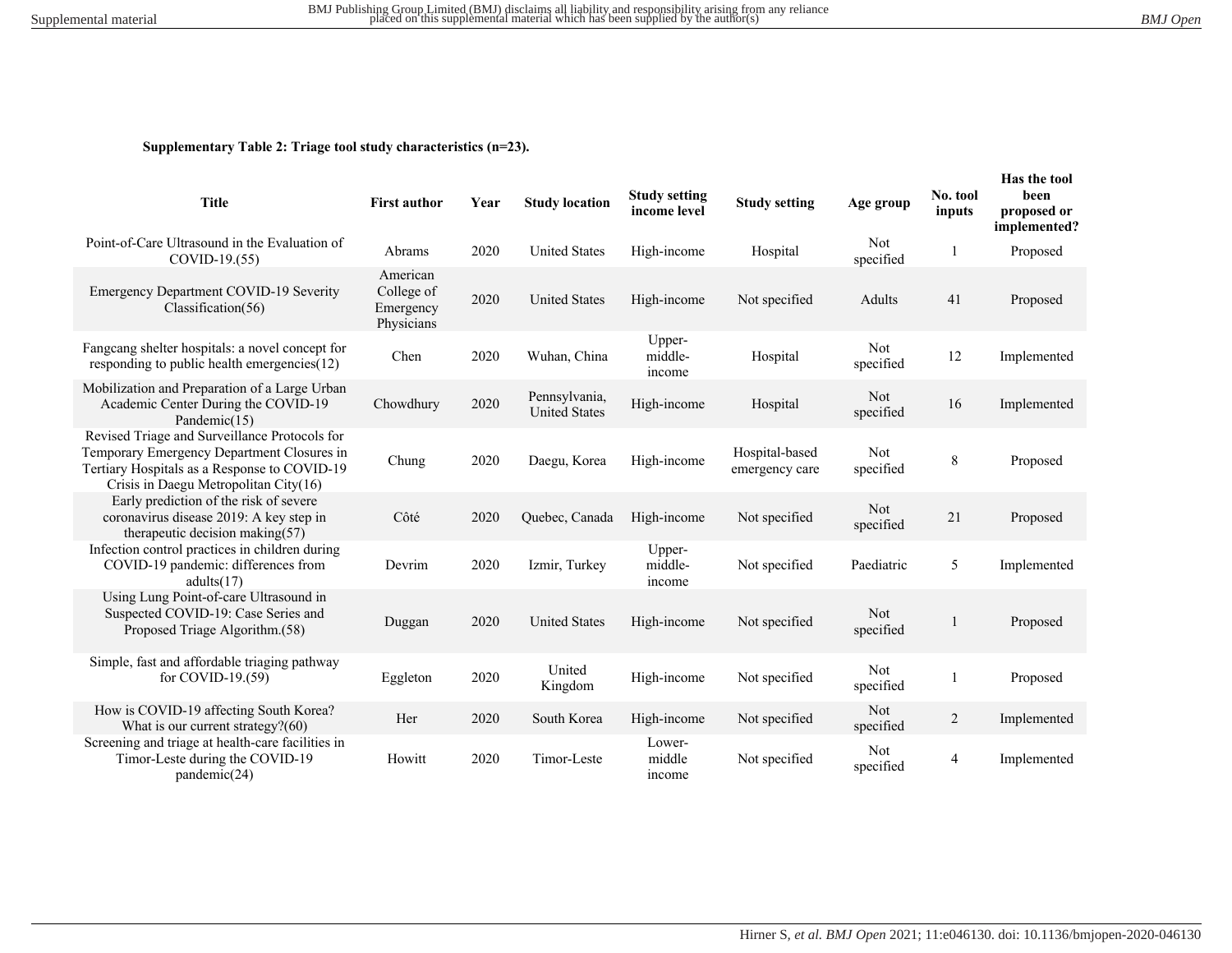**Supplementary Table 2: Triage tool study characteristics (n=23).**

| Title | First author | Year | Study location | Study setting income level | Study setting | Age group | No. tool inputs | Has the tool been proposed or implemented? |
|---|---|---|---|---|---|---|---|---|
| Point-of-Care Ultrasound in the Evaluation of COVID-19.(55) | Abrams | 2020 | United States | High-income | Hospital | Not specified | 1 | Proposed |
| Emergency Department COVID-19 Severity Classification(56) | American College of Emergency Physicians | 2020 | United States | High-income | Not specified | Adults | 41 | Proposed |
| Fangcang shelter hospitals: a novel concept for responding to public health emergencies(12) | Chen | 2020 | Wuhan, China | Upper-middle-income | Hospital | Not specified | 12 | Implemented |
| Mobilization and Preparation of a Large Urban Academic Center During the COVID-19 Pandemic(15) | Chowdhury | 2020 | Pennsylvania, United States | High-income | Hospital | Not specified | 16 | Implemented |
| Revised Triage and Surveillance Protocols for Temporary Emergency Department Closures in Tertiary Hospitals as a Response to COVID-19 Crisis in Daegu Metropolitan City(16) | Chung | 2020 | Daegu, Korea | High-income | Hospital-based emergency care | Not specified | 8 | Proposed |
| Early prediction of the risk of severe coronavirus disease 2019: A key step in therapeutic decision making(57) | Côté | 2020 | Quebec, Canada | High-income | Not specified | Not specified | 21 | Proposed |
| Infection control practices in children during COVID-19 pandemic: differences from adults(17) | Devrim | 2020 | Izmir, Turkey | Upper-middle-income | Not specified | Paediatric | 5 | Implemented |
| Using Lung Point-of-care Ultrasound in Suspected COVID-19: Case Series and Proposed Triage Algorithm.(58) | Duggan | 2020 | United States | High-income | Not specified | Not specified | 1 | Proposed |
| Simple, fast and affordable triaging pathway for COVID-19.(59) | Eggleton | 2020 | United Kingdom | High-income | Not specified | Not specified | 1 | Proposed |
| How is COVID-19 affecting South Korea? What is our current strategy?(60) | Her | 2020 | South Korea | High-income | Not specified | Not specified | 2 | Implemented |
| Screening and triage at health-care facilities in Timor-Leste during the COVID-19 pandemic(24) | Howitt | 2020 | Timor-Leste | Lower-middle income | Not specified | Not specified | 4 | Implemented |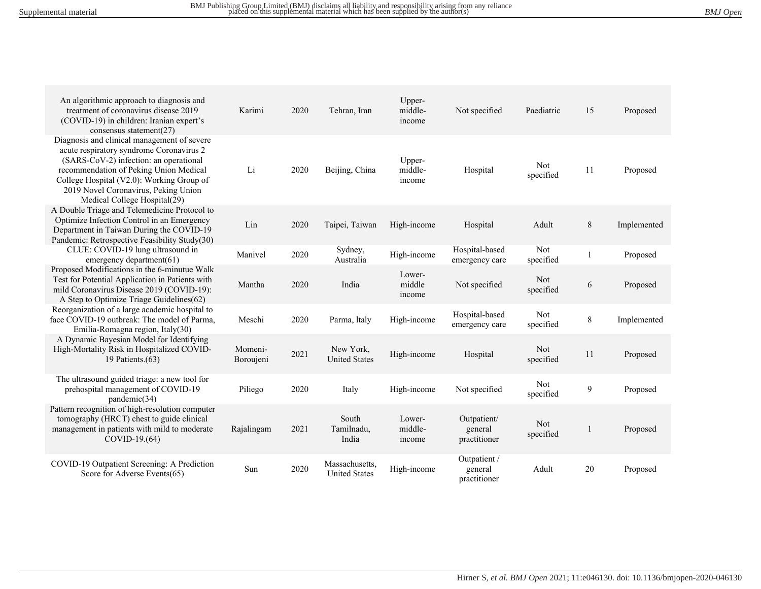| | | | | | | | | |
|---|---|---|---|---|---|---|---|---|
| An algorithmic approach to diagnosis and treatment of coronavirus disease 2019 (COVID-19) in children: Iranian expert's consensus statement(27) | Karimi | 2020 | Tehran, Iran | Upper-middle-income | Not specified | Paediatric | 15 | Proposed |
| Diagnosis and clinical management of severe acute respiratory syndrome Coronavirus 2 (SARS-CoV-2) infection: an operational recommendation of Peking Union Medical College Hospital (V2.0): Working Group of 2019 Novel Coronavirus, Peking Union Medical College Hospital(29) | Li | 2020 | Beijing, China | Upper-middle-income | Hospital | Not specified | 11 | Proposed |
| A Double Triage and Telemedicine Protocol to Optimize Infection Control in an Emergency Department in Taiwan During the COVID-19 Pandemic: Retrospective Feasibility Study(30) | Lin | 2020 | Taipei, Taiwan | High-income | Hospital | Adult | 8 | Implemented |
| CLUE: COVID-19 lung ultrasound in emergency department(61) | Manivel | 2020 | Sydney, Australia | High-income | Hospital-based emergency care | Not specified | 1 | Proposed |
| Proposed Modifications in the 6-minutue Walk Test for Potential Application in Patients with mild Coronavirus Disease 2019 (COVID-19): A Step to Optimize Triage Guidelines(62) | Mantha | 2020 | India | Lower-middle income | Not specified | Not specified | 6 | Proposed |
| Reorganization of a large academic hospital to face COVID-19 outbreak: The model of Parma, Emilia-Romagna region, Italy(30) | Meschi | 2020 | Parma, Italy | High-income | Hospital-based emergency care | Not specified | 8 | Implemented |
| A Dynamic Bayesian Model for Identifying High-Mortality Risk in Hospitalized COVID-19 Patients.(63) | Momeni-Boroujeni | 2021 | New York, United States | High-income | Hospital | Not specified | 11 | Proposed |
| The ultrasound guided triage: a new tool for prehospital management of COVID-19 pandemic(34) | Piliego | 2020 | Italy | High-income | Not specified | Not specified | 9 | Proposed |
| Pattern recognition of high-resolution computer tomography (HRCT) chest to guide clinical management in patients with mild to moderate COVID-19.(64) | Rajalingam | 2021 | South Tamilnadu, India | Lower-middle-income | Outpatient/ general practitioner | Not specified | 1 | Proposed |
| COVID-19 Outpatient Screening: A Prediction Score for Adverse Events(65) | Sun | 2020 | Massachusetts, United States | High-income | Outpatient / general practitioner | Adult | 20 | Proposed |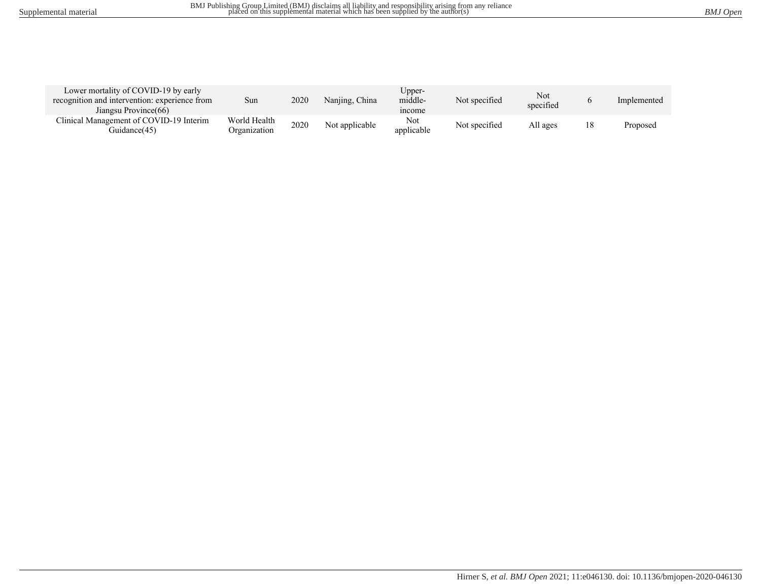| | | | | | | | | |
|---|---|---|---|---|---|---|---|---|
| Lower mortality of COVID-19 by early recognition and intervention: experience from Jiangsu Province(66) | Sun | 2020 | Nanjing, China | Upper-middle-income | Not specified | Not specified | 6 | Implemented |
| Clinical Management of COVID-19 Interim Guidance(45) | World Health Organization | 2020 | Not applicable | Not applicable | Not specified | All ages | 18 | Proposed |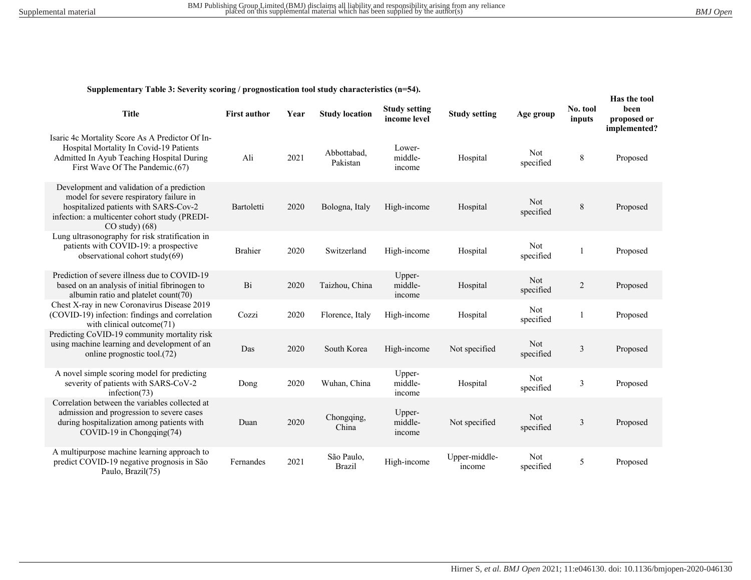**Supplementary Table 3: Severity scoring / prognostication tool study characteristics (n=54).**

| Title | First author | Year | Study location | Study setting income level | Study setting | Age group | No. tool inputs | Has the tool been proposed or implemented? |
|---|---|---|---|---|---|---|---|---|
| Isaric 4c Mortality Score As A Predictor Of In-Hospital Mortality In Covid-19 Patients Admitted In Ayub Teaching Hospital During First Wave Of The Pandemic.(67) | Ali | 2021 | Abbottabad, Pakistan | Lower-middle-income | Hospital | Not specified | 8 | Proposed |
| Development and validation of a prediction model for severe respiratory failure in hospitalized patients with SARS-Cov-2 infection: a multicenter cohort study (PREDI-CO study) (68) | Bartoletti | 2020 | Bologna, Italy | High-income | Hospital | Not specified | 8 | Proposed |
| Lung ultrasonography for risk stratification in patients with COVID-19: a prospective observational cohort study(69) | Brahier | 2020 | Switzerland | High-income | Hospital | Not specified | 1 | Proposed |
| Prediction of severe illness due to COVID-19 based on an analysis of initial fibrinogen to albumin ratio and platelet count(70) | Bi | 2020 | Taizhou, China | Upper-middle-income | Hospital | Not specified | 2 | Proposed |
| Chest X-ray in new Coronavirus Disease 2019 (COVID-19) infection: findings and correlation with clinical outcome(71) | Cozzi | 2020 | Florence, Italy | High-income | Hospital | Not specified | 1 | Proposed |
| Predicting CoVID-19 community mortality risk using machine learning and development of an online prognostic tool.(72) | Das | 2020 | South Korea | High-income | Not specified | Not specified | 3 | Proposed |
| A novel simple scoring model for predicting severity of patients with SARS-CoV-2 infection(73) | Dong | 2020 | Wuhan, China | Upper-middle-income | Hospital | Not specified | 3 | Proposed |
| Correlation between the variables collected at admission and progression to severe cases during hospitalization among patients with COVID-19 in Chongqing(74) | Duan | 2020 | Chongqing, China | Upper-middle-income | Not specified | Not specified | 3 | Proposed |
| A multipurpose machine learning approach to predict COVID-19 negative prognosis in São Paulo, Brazil(75) | Fernandes | 2021 | São Paulo, Brazil | High-income | Upper-middle-income | Not specified | 5 | Proposed |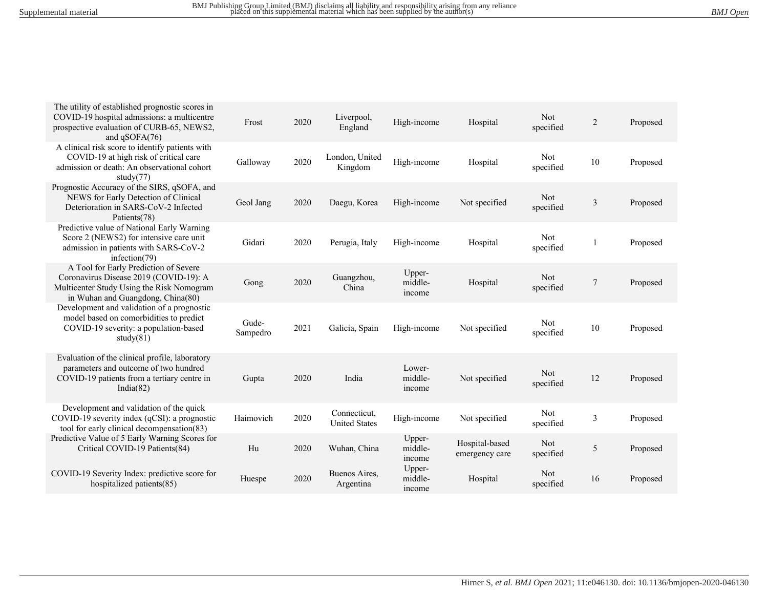| | | | | | | | | |
|---|---|---|---|---|---|---|---|---|
| The utility of established prognostic scores in COVID-19 hospital admissions: a multicentre prospective evaluation of CURB-65, NEWS2, and qSOFA(76) | Frost | 2020 | Liverpool, England | High-income | Hospital | Not specified | 2 | Proposed |
| A clinical risk score to identify patients with COVID-19 at high risk of critical care admission or death: An observational cohort study(77) | Galloway | 2020 | London, United Kingdom | High-income | Hospital | Not specified | 10 | Proposed |
| Prognostic Accuracy of the SIRS, qSOFA, and NEWS for Early Detection of Clinical Deterioration in SARS-CoV-2 Infected Patients(78) | Geol Jang | 2020 | Daegu, Korea | High-income | Not specified | Not specified | 3 | Proposed |
| Predictive value of National Early Warning Score 2 (NEWS2) for intensive care unit admission in patients with SARS-CoV-2 infection(79) | Gidari | 2020 | Perugia, Italy | High-income | Hospital | Not specified | 1 | Proposed |
| A Tool for Early Prediction of Severe Coronavirus Disease 2019 (COVID-19): A Multicenter Study Using the Risk Nomogram in Wuhan and Guangdong, China(80) | Gong | 2020 | Guangzhou, China | Upper-middle-income | Hospital | Not specified | 7 | Proposed |
| Development and validation of a prognostic model based on comorbidities to predict COVID-19 severity: a population-based study(81) | Gude-Sampedro | 2021 | Galicia, Spain | High-income | Not specified | Not specified | 10 | Proposed |
| Evaluation of the clinical profile, laboratory parameters and outcome of two hundred COVID-19 patients from a tertiary centre in India(82) | Gupta | 2020 | India | Lower-middle-income | Not specified | Not specified | 12 | Proposed |
| Development and validation of the quick COVID-19 severity index (qCSI): a prognostic tool for early clinical decompensation(83) | Haimovich | 2020 | Connecticut, United States | High-income | Not specified | Not specified | 3 | Proposed |
| Predictive Value of 5 Early Warning Scores for Critical COVID-19 Patients(84) | Hu | 2020 | Wuhan, China | Upper-middle-income | Hospital-based emergency care | Not specified | 5 | Proposed |
| COVID-19 Severity Index: predictive score for hospitalized patients(85) | Huespe | 2020 | Buenos Aires, Argentina | Upper-middle-income | Hospital | Not specified | 16 | Proposed |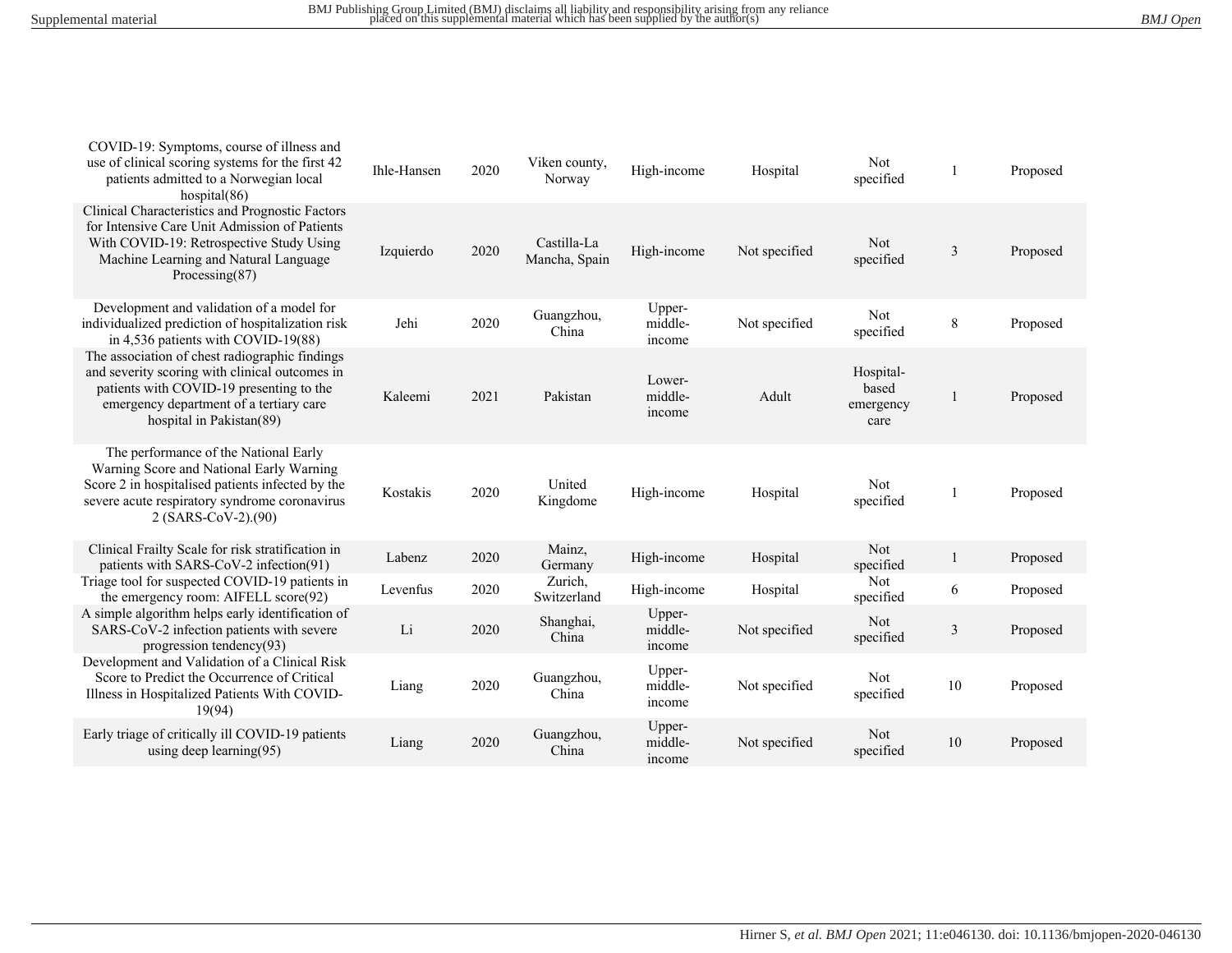| | | | | | | | | |
|---|---|---|---|---|---|---|---|---|
| COVID-19: Symptoms, course of illness and use of clinical scoring systems for the first 42 patients admitted to a Norwegian local hospital(86) | Ihle-Hansen | 2020 | Viken county, Norway | High-income | Hospital | Not specified | 1 | Proposed |
| Clinical Characteristics and Prognostic Factors for Intensive Care Unit Admission of Patients With COVID-19: Retrospective Study Using Machine Learning and Natural Language Processing(87) | Izquierdo | 2020 | Castilla-La Mancha, Spain | High-income | Not specified | Not specified | 3 | Proposed |
| Development and validation of a model for individualized prediction of hospitalization risk in 4,536 patients with COVID-19(88) | Jehi | 2020 | Guangzhou, China | Upper-middle-income | Not specified | Not specified | 8 | Proposed |
| The association of chest radiographic findings and severity scoring with clinical outcomes in patients with COVID-19 presenting to the emergency department of a tertiary care hospital in Pakistan(89) | Kaleemi | 2021 | Pakistan | Lower-middle-income | Adult | Hospital-based emergency care | 1 | Proposed |
| The performance of the National Early Warning Score and National Early Warning Score 2 in hospitalised patients infected by the severe acute respiratory syndrome coronavirus 2 (SARS-CoV-2).(90) | Kostakis | 2020 | United Kingdome | High-income | Hospital | Not specified | 1 | Proposed |
| Clinical Frailty Scale for risk stratification in patients with SARS-CoV-2 infection(91) | Labenz | 2020 | Mainz, Germany | High-income | Hospital | Not specified | 1 | Proposed |
| Triage tool for suspected COVID-19 patients in the emergency room: AIFELL score(92) | Levenfus | 2020 | Zurich, Switzerland | High-income | Hospital | Not specified | 6 | Proposed |
| A simple algorithm helps early identification of SARS-CoV-2 infection patients with severe progression tendency(93) | Li | 2020 | Shanghai, China | Upper-middle-income | Not specified | Not specified | 3 | Proposed |
| Development and Validation of a Clinical Risk Score to Predict the Occurrence of Critical Illness in Hospitalized Patients With COVID-19(94) | Liang | 2020 | Guangzhou, China | Upper-middle-income | Not specified | Not specified | 10 | Proposed |
| Early triage of critically ill COVID-19 patients using deep learning(95) | Liang | 2020 | Guangzhou, China | Upper-middle-income | Not specified | Not specified | 10 | Proposed |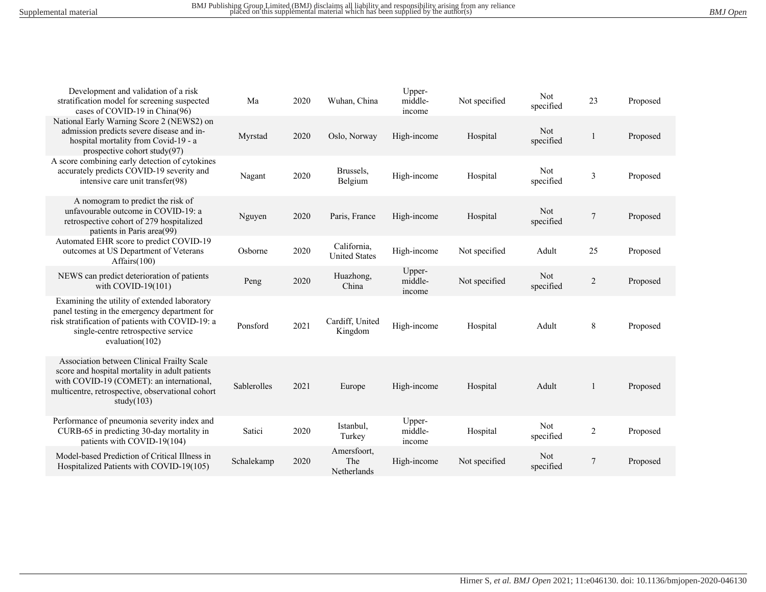| | | | | | | | | |
|---|---|---|---|---|---|---|---|---|
| Development and validation of a risk stratification model for screening suspected cases of COVID-19 in China(96) | Ma | 2020 | Wuhan, China | Upper-middle-income | Not specified | Not specified | 23 | Proposed |
| National Early Warning Score 2 (NEWS2) on admission predicts severe disease and in-hospital mortality from Covid-19 - a prospective cohort study(97) | Myrstad | 2020 | Oslo, Norway | High-income | Hospital | Not specified | 1 | Proposed |
| A score combining early detection of cytokines accurately predicts COVID-19 severity and intensive care unit transfer(98) | Nagant | 2020 | Brussels, Belgium | High-income | Hospital | Not specified | 3 | Proposed |
| A nomogram to predict the risk of unfavourable outcome in COVID-19: a retrospective cohort of 279 hospitalized patients in Paris area(99) | Nguyen | 2020 | Paris, France | High-income | Hospital | Not specified | 7 | Proposed |
| Automated EHR score to predict COVID-19 outcomes at US Department of Veterans Affairs(100) | Osborne | 2020 | California, United States | High-income | Not specified | Adult | 25 | Proposed |
| NEWS can predict deterioration of patients with COVID-19(101) | Peng | 2020 | Huazhong, China | Upper-middle-income | Not specified | Not specified | 2 | Proposed |
| Examining the utility of extended laboratory panel testing in the emergency department for risk stratification of patients with COVID-19: a single-centre retrospective service evaluation(102) | Ponsford | 2021 | Cardiff, United Kingdom | High-income | Hospital | Adult | 8 | Proposed |
| Association between Clinical Frailty Scale score and hospital mortality in adult patients with COVID-19 (COMET): an international, multicentre, retrospective, observational cohort study(103) | Sablerolles | 2021 | Europe | High-income | Hospital | Adult | 1 | Proposed |
| Performance of pneumonia severity index and CURB-65 in predicting 30-day mortality in patients with COVID-19(104) | Satici | 2020 | Istanbul, Turkey | Upper-middle-income | Hospital | Not specified | 2 | Proposed |
| Model-based Prediction of Critical Illness in Hospitalized Patients with COVID-19(105) | Schalekamp | 2020 | Amersfoort, The Netherlands | High-income | Not specified | Not specified | 7 | Proposed |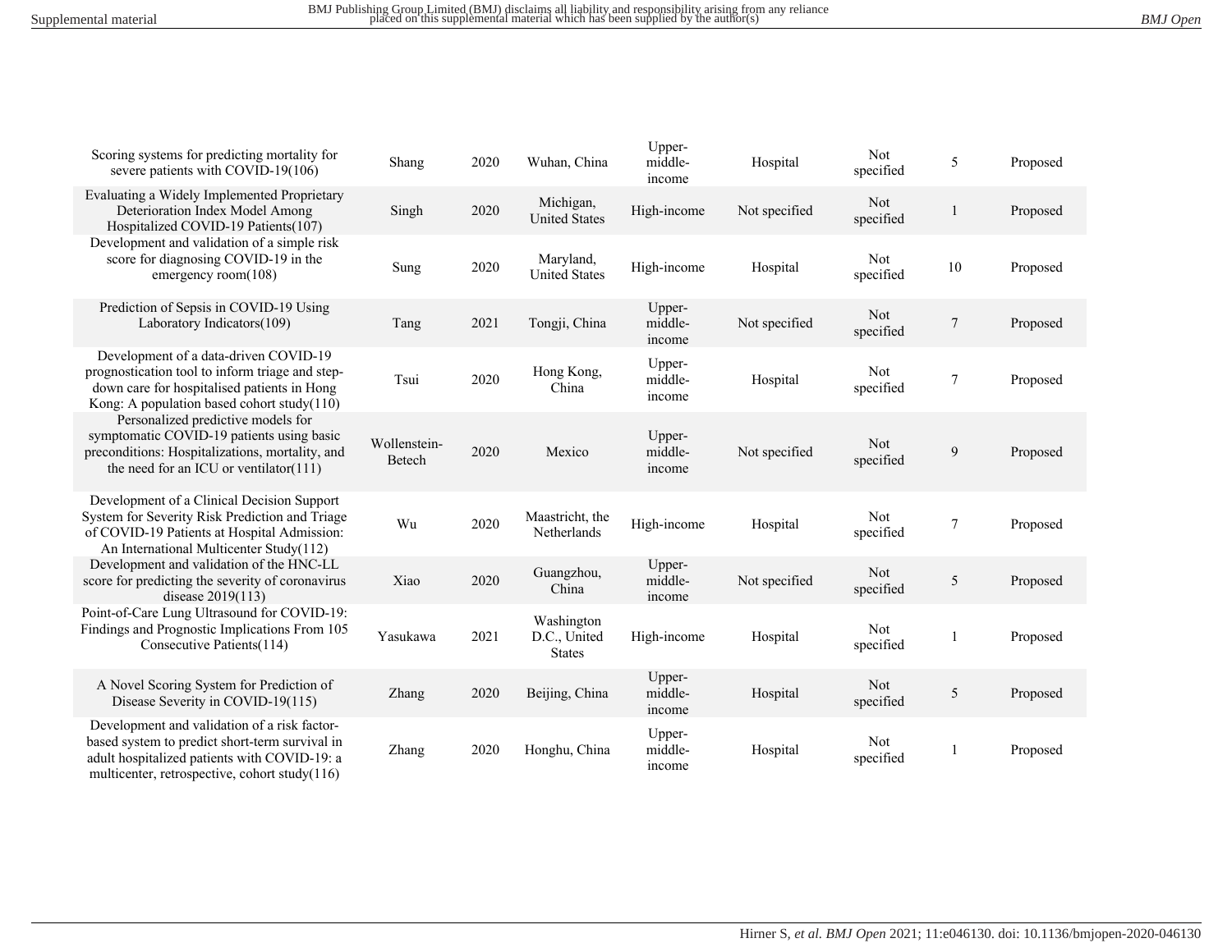| Scoring systems for predicting mortality for severe patients with COVID-19(106) | Shang | 2020 | Wuhan, China | Upper-middle-income | Hospital | Not specified | 5 | Proposed |
|---|---|---|---|---|---|---|---|---|
| Evaluating a Widely Implemented Proprietary Deterioration Index Model Among Hospitalized COVID-19 Patients(107) | Singh | 2020 | Michigan, United States | High-income | Not specified | Not specified | 1 | Proposed |
| Development and validation of a simple risk score for diagnosing COVID-19 in the emergency room(108) | Sung | 2020 | Maryland, United States | High-income | Hospital | Not specified | 10 | Proposed |
| Prediction of Sepsis in COVID-19 Using Laboratory Indicators(109) | Tang | 2021 | Tongji, China | Upper-middle-income | Not specified | Not specified | 7 | Proposed |
| Development of a data-driven COVID-19 prognostication tool to inform triage and step-down care for hospitalised patients in Hong Kong: A population based cohort study(110) | Tsui | 2020 | Hong Kong, China | Upper-middle-income | Hospital | Not specified | 7 | Proposed |
| Personalized predictive models for symptomatic COVID-19 patients using basic preconditions: Hospitalizations, mortality, and the need for an ICU or ventilator(111) | Wollenstein-Betech | 2020 | Mexico | Upper-middle-income | Not specified | Not specified | 9 | Proposed |
| Development of a Clinical Decision Support System for Severity Risk Prediction and Triage of COVID-19 Patients at Hospital Admission: An International Multicenter Study(112) | Wu | 2020 | Maastricht, the Netherlands | High-income | Hospital | Not specified | 7 | Proposed |
| Development and validation of the HNC-LL score for predicting the severity of coronavirus disease 2019(113) | Xiao | 2020 | Guangzhou, China | Upper-middle-income | Not specified | Not specified | 5 | Proposed |
| Point-of-Care Lung Ultrasound for COVID-19: Findings and Prognostic Implications From 105 Consecutive Patients(114) | Yasukawa | 2021 | Washington D.C., United States | High-income | Hospital | Not specified | 1 | Proposed |
| A Novel Scoring System for Prediction of Disease Severity in COVID-19(115) | Zhang | 2020 | Beijing, China | Upper-middle-income | Hospital | Not specified | 5 | Proposed |
| Development and validation of a risk factor-based system to predict short-term survival in adult hospitalized patients with COVID-19: a multicenter, retrospective, cohort study(116) | Zhang | 2020 | Honghu, China | Upper-middle-income | Hospital | Not specified | 1 | Proposed |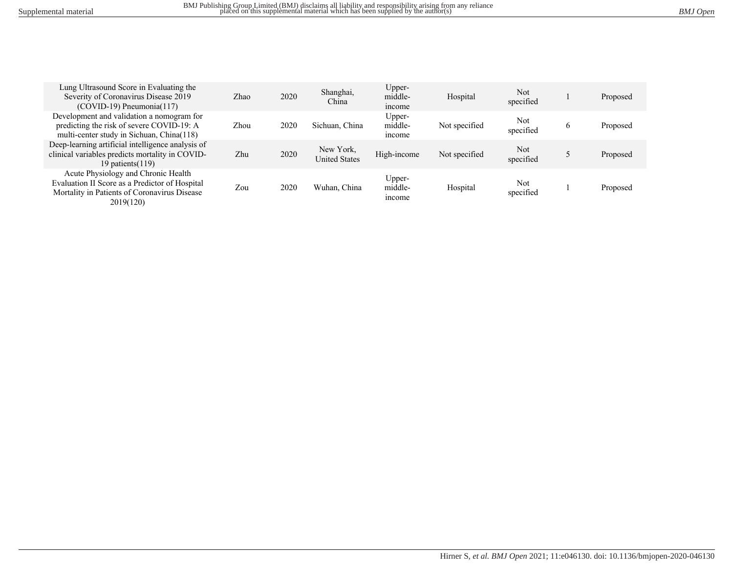| Lung Ultrasound Score in Evaluating the Severity of Coronavirus Disease 2019 (COVID-19) Pneumonia(117) | Zhao | 2020 | Shanghai, China | Upper-middle-income | Hospital | Not specified | 1 | Proposed |
|---|---|---|---|---|---|---|---|---|
| Development and validation a nomogram for predicting the risk of severe COVID-19: A multi-center study in Sichuan, China(118) | Zhou | 2020 | Sichuan, China | Upper-middle-income | Not specified | Not specified | 6 | Proposed |
| Deep-learning artificial intelligence analysis of clinical variables predicts mortality in COVID-19 patients(119) | Zhu | 2020 | New York, United States | High-income | Not specified | Not specified | 5 | Proposed |
| Acute Physiology and Chronic Health Evaluation II Score as a Predictor of Hospital Mortality in Patients of Coronavirus Disease 2019(120) | Zou | 2020 | Wuhan, China | Upper-middle-income | Hospital | Not specified | 1 | Proposed |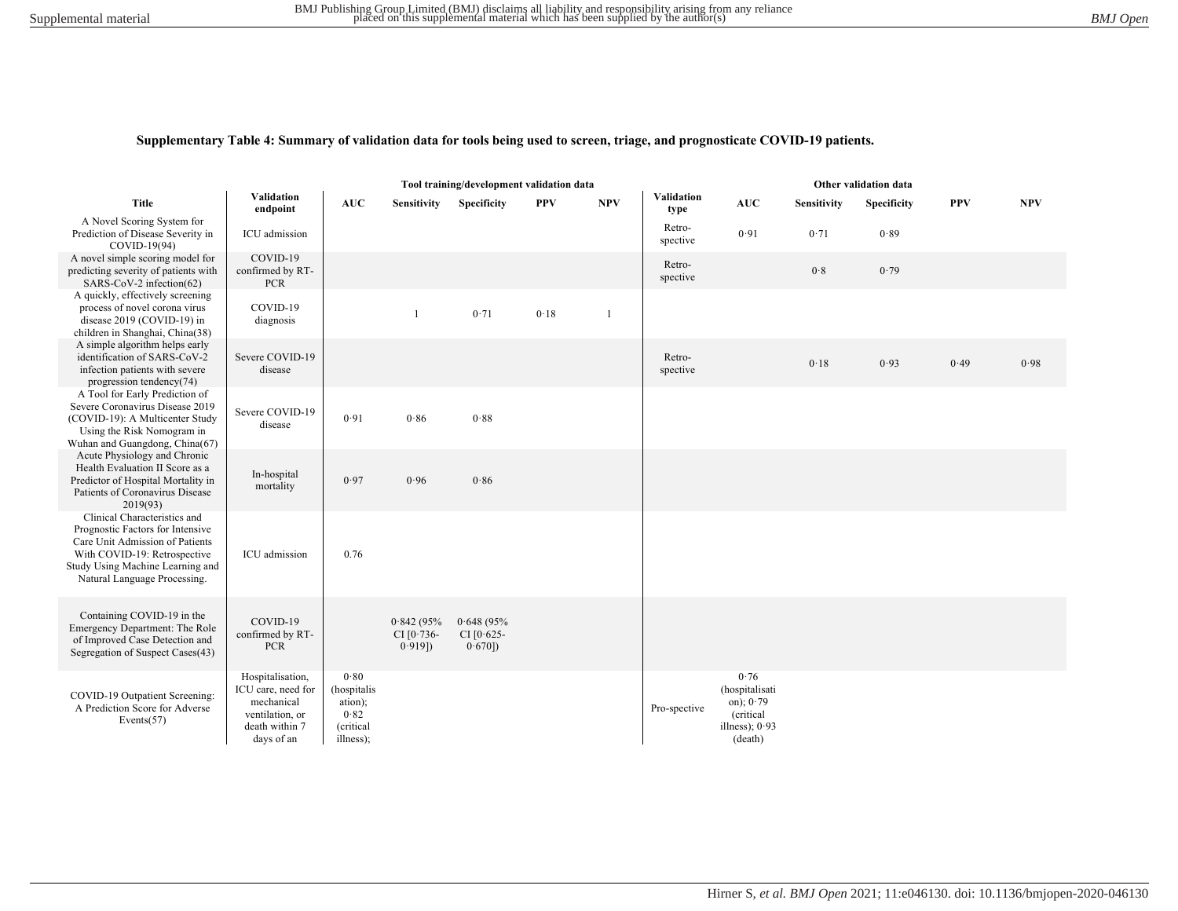**Supplementary Table 4: Summary of validation data for tools being used to screen, triage, and prognosticate COVID-19 patients.**

| | | Tool training/development validation data | | | | | Other validation data | | | | | |
|---|---|---|---|---|---|---|---|---|---|---|---|---|
| Title | Validation endpoint | AUC | Sensitivity | Specificity | PPV | NPV | Validation type | AUC | Sensitivity | Specificity | PPV | NPV |
| A Novel Scoring System for Prediction of Disease Severity in COVID-19(94) | ICU admission | | | | | | Retro-spective | 0·91 | 0·71 | 0·89 | | |
| A novel simple scoring model for predicting severity of patients with SARS-CoV-2 infection(62) | COVID-19 confirmed by RT-PCR | | | | | | Retro-spective | | 0·8 | 0·79 | | |
| A quickly, effectively screening process of novel corona virus disease 2019 (COVID-19) in children in Shanghai, China(38) | COVID-19 diagnosis | | 1 | 0·71 | 0·18 | 1 | | | | | | |
| A simple algorithm helps early identification of SARS-CoV-2 infection patients with severe progression tendency(74) | Severe COVID-19 disease | | | | | | Retro-spective | | 0·18 | 0·93 | 0·49 | 0·98 |
| A Tool for Early Prediction of Severe Coronavirus Disease 2019 (COVID-19): A Multicenter Study Using the Risk Nomogram in Wuhan and Guangdong, China(67) | Severe COVID-19 disease | 0·91 | 0·86 | 0·88 | | | | | | | | |
| Acute Physiology and Chronic Health Evaluation II Score as a Predictor of Hospital Mortality in Patients of Coronavirus Disease 2019(93) | In-hospital mortality | 0·97 | 0·96 | 0·86 | | | | | | | | |
| Clinical Characteristics and Prognostic Factors for Intensive Care Unit Admission of Patients With COVID-19: Retrospective Study Using Machine Learning and Natural Language Processing. | ICU admission | 0.76 | | | | | | | | | | |
| Containing COVID-19 in the Emergency Department: The Role of Improved Case Detection and Segregation of Suspect Cases(43) | COVID-19 confirmed by RT-PCR | | 0·842 (95% CI [0·736-0·919]) | 0·648 (95% CI [0·625-0·670]) | | | | | | | | |
| COVID-19 Outpatient Screening: A Prediction Score for Adverse Events(57) | Hospitalisation, ICU care, need for mechanical ventilation, or death within 7 days of an | 0·80 (hospitalisation); 0·82 (critical illness); | | | | | Pro-spective | 0·76 (hospitalisation); 0·79 (critical illness); 0·93 (death) | | | | |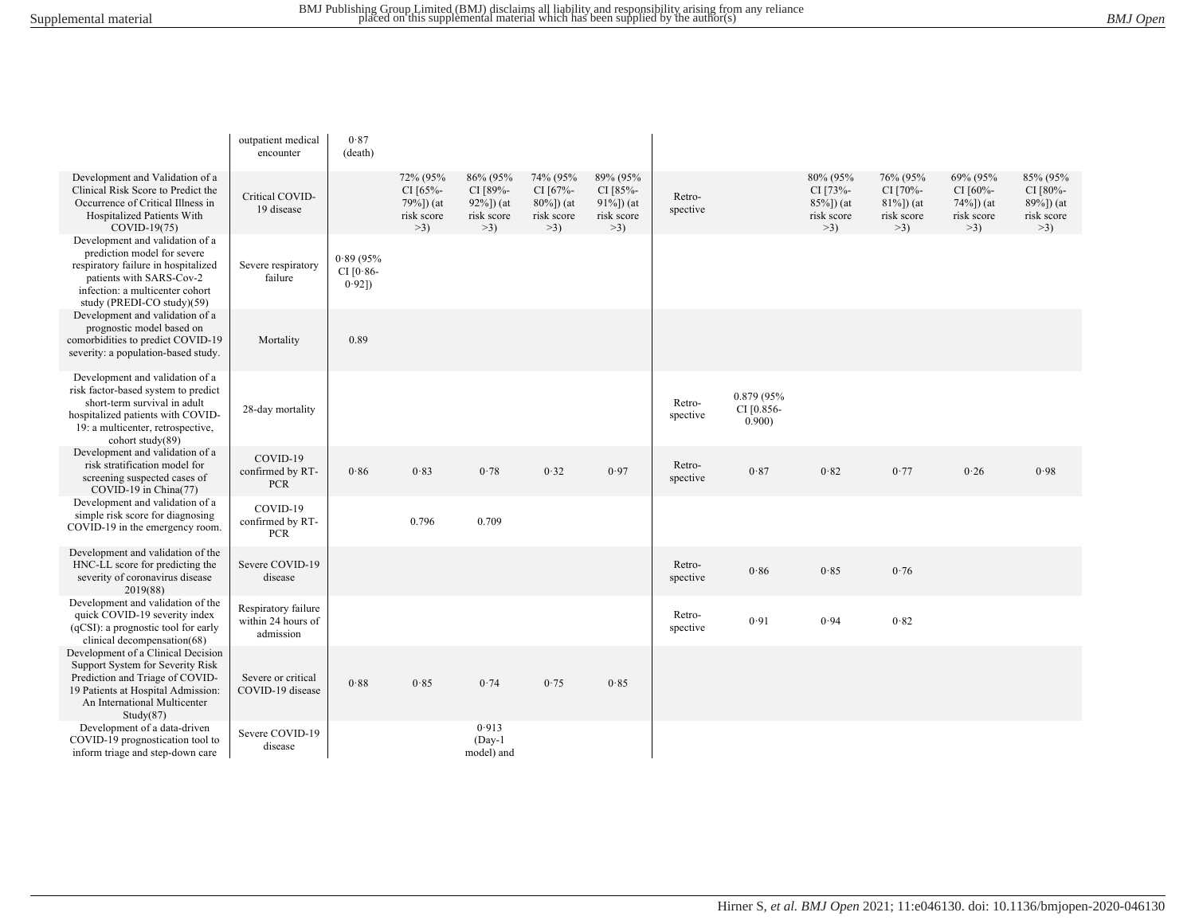| | | | | | | | | | | | | |
|---|---|---|---|---|---|---|---|---|---|---|---|---|
| | outpatient medical encounter | 0·87 (death) | | | | | | | | | | |
| Development and Validation of a Clinical Risk Score to Predict the Occurrence of Critical Illness in Hospitalized Patients With COVID-19(75) | Critical COVID-19 disease | | 72% (95% CI [65%-79%]) (at risk score >3) | 86% (95% CI [89%-92%]) (at risk score >3) | 74% (95% CI [67%-80%]) (at risk score >3) | 89% (95% CI [85%-91%]) (at risk score >3) | Retro-spective | | 80% (95% CI [73%-85%]) (at risk score >3) | 76% (95% CI [70%-81%]) (at risk score >3) | 69% (95% CI [60%-74%]) (at risk score >3) | 85% (95% CI [80%-89%]) (at risk score >3) |
| Development and validation of a prediction model for severe respiratory failure in hospitalized patients with SARS-Cov-2 infection: a multicenter cohort study (PREDI-CO study)(59) | Severe respiratory failure | 0·89 (95% CI [0·86-0·92]) | | | | | | | | | | |
| Development and validation of a prognostic model based on comorbidities to predict COVID-19 severity: a population-based study. | Mortality | 0.89 | | | | | | | | | | |
| Development and validation of a risk factor-based system to predict short-term survival in adult hospitalized patients with COVID-19: a multicenter, retrospective, cohort study(89) | 28-day mortality | | | | | | Retro-spective | 0.879 (95% CI [0.856-0.900) | | | | |
| Development and validation of a risk stratification model for screening suspected cases of COVID-19 in China(77) | COVID-19 confirmed by RT-PCR | 0·86 | 0·83 | 0·78 | 0·32 | 0·97 | Retro-spective | 0·87 | 0·82 | 0·77 | 0·26 | 0·98 |
| Development and validation of a simple risk score for diagnosing COVID-19 in the emergency room. | COVID-19 confirmed by RT-PCR | | 0.796 | 0.709 | | | | | | | | |
| Development and validation of the HNC-LL score for predicting the severity of coronavirus disease 2019(88) | Severe COVID-19 disease | | | | | | Retro-spective | 0·86 | 0·85 | 0·76 | | |
| Development and validation of the quick COVID-19 severity index (qCSI): a prognostic tool for early clinical decompensation(68) | Respiratory failure within 24 hours of admission | | | | | | Retro-spective | 0·91 | 0·94 | 0·82 | | |
| Development of a Clinical Decision Support System for Severity Risk Prediction and Triage of COVID-19 Patients at Hospital Admission: An International Multicenter Study(87) | Severe or critical COVID-19 disease | 0·88 | 0·85 | 0·74 | 0·75 | 0·85 | | | | | | |
| Development of a data-driven COVID-19 prognostication tool to inform triage and step-down care | Severe COVID-19 disease | | | 0·913 (Day-1 model) and | | | | | | | | |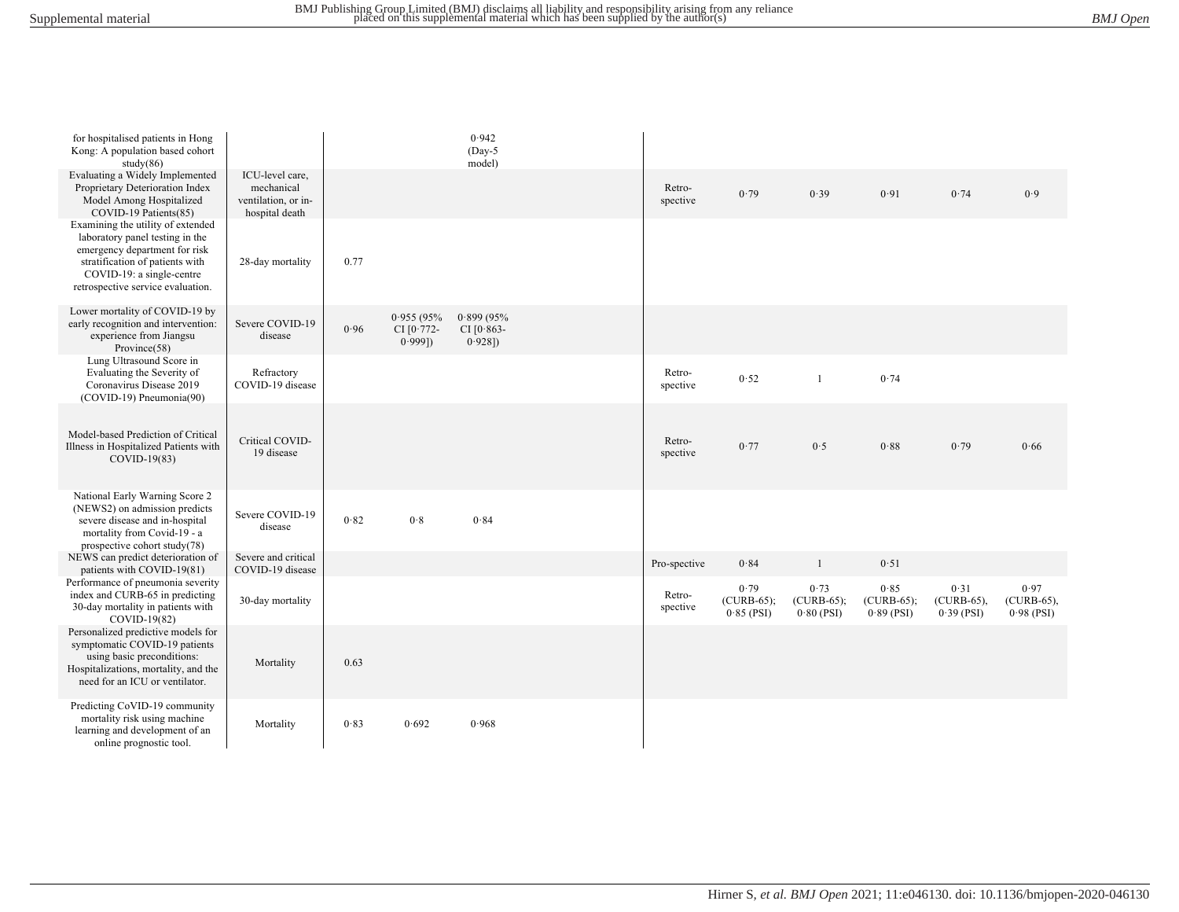| | | | | | | | | | | | |
|---|---|---|---|---|---|---|---|---|---|---|---|
| for hospitalised patients in Hong Kong: A population based cohort study(86) | | | | 0·942 (Day-5 model) | | | | | | | |
| Evaluating a Widely Implemented Proprietary Deterioration Index Model Among Hospitalized COVID-19 Patients(85) | ICU-level care, mechanical ventilation, or in-hospital death | | | | | Retro-spective | 0·79 | 0·39 | 0·91 | 0·74 | 0·9 |
| Examining the utility of extended laboratory panel testing in the emergency department for risk stratification of patients with COVID-19: a single-centre retrospective service evaluation. | 28-day mortality | 0.77 | | | | | | | | | |
| Lower mortality of COVID-19 by early recognition and intervention: experience from Jiangsu Province(58) | Severe COVID-19 disease | 0·96 | 0·955 (95% CI [0·772-0·999]) | 0·899 (95% CI [0·863-0·928]) | | | | | | | |
| Lung Ultrasound Score in Evaluating the Severity of Coronavirus Disease 2019 (COVID-19) Pneumonia(90) | Refractory COVID-19 disease | | | | | Retro-spective | 0·52 | 1 | 0·74 | | |
| Model-based Prediction of Critical Illness in Hospitalized Patients with COVID-19(83) | Critical COVID-19 disease | | | | | Retro-spective | 0·77 | 0·5 | 0·88 | 0·79 | 0·66 |
| National Early Warning Score 2 (NEWS2) on admission predicts severe disease and in-hospital mortality from Covid-19 - a prospective cohort study(78) | Severe COVID-19 disease | 0·82 | 0·8 | 0·84 | | | | | | | |
| NEWS can predict deterioration of patients with COVID-19(81) | Severe and critical COVID-19 disease | | | | | Pro-spective | 0·84 | 1 | 0·51 | | |
| Performance of pneumonia severity index and CURB-65 in predicting 30-day mortality in patients with COVID-19(82) | 30-day mortality | | | | | Retro-spective | 0·79 (CURB-65); 0·85 (PSI) | 0·73 (CURB-65); 0·80 (PSI) | 0·85 (CURB-65); 0·89 (PSI) | 0·31 (CURB-65), 0·39 (PSI) | 0·97 (CURB-65), 0·98 (PSI) |
| Personalized predictive models for symptomatic COVID-19 patients using basic preconditions: Hospitalizations, mortality, and the need for an ICU or ventilator. | Mortality | 0.63 | | | | | | | | | |
| Predicting CoVID-19 community mortality risk using machine learning and development of an online prognostic tool. | Mortality | 0·83 | 0·692 | 0·968 | | | | | | | |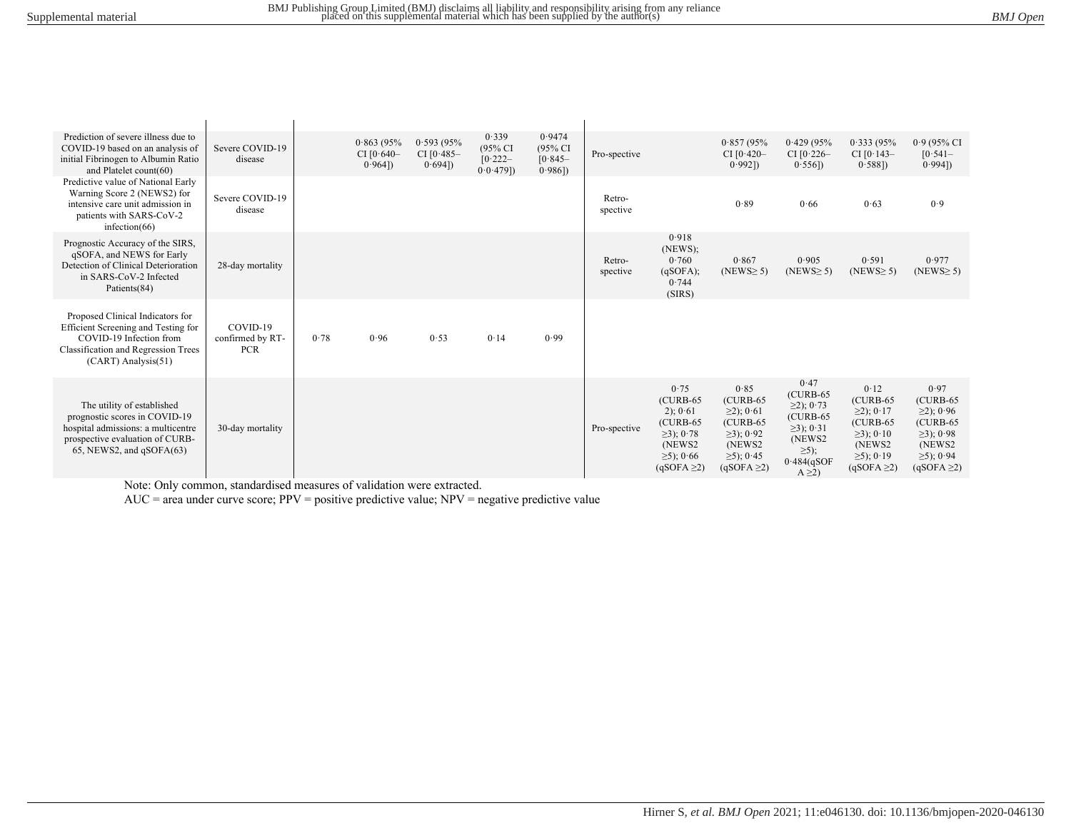| | | | | | | | | | | | |
|---|---|---|---|---|---|---|---|---|---|---|---|
| Prediction of severe illness due to COVID-19 based on an analysis of initial Fibrinogen to Albumin Ratio and Platelet count(60) | Severe COVID-19 disease | | 0·863 (95% CI [0·640–0·964]) | 0·593 (95% CI [0·485–0·694]) | 0·339 (95% CI [0·222–0·0·479]) | 0·9474 (95% CI [0·845–0·986]) | Pro-spective | | 0·857 (95% CI [0·420–0·992]) | 0·429 (95% CI [0·226–0·556]) | 0·333 (95% CI [0·143–0·588]) | 0·9 (95% CI [0·541–0·994]) |
| Predictive value of National Early Warning Score 2 (NEWS2) for intensive care unit admission in patients with SARS-CoV-2 infection(66) | Severe COVID-19 disease | | | | | | Retro-spective | | 0·89 | 0·66 | 0·63 | 0·9 |
| Prognostic Accuracy of the SIRS, qSOFA, and NEWS for Early Detection of Clinical Deterioration in SARS-CoV-2 Infected Patients(84) | 28-day mortality | | | | | | Retro-spective | 0·918 (NEWS); 0·760 (qSOFA); 0·744 (SIRS) | 0·867 (NEWS≥ 5) | 0·905 (NEWS≥ 5) | 0·591 (NEWS≥ 5) | 0·977 (NEWS≥ 5) |
| Proposed Clinical Indicators for Efficient Screening and Testing for COVID-19 Infection from Classification and Regression Trees (CART) Analysis(51) | COVID-19 confirmed by RT-PCR | 0·78 | 0·96 | 0·53 | 0·14 | 0·99 | | | | | | |
| The utility of established prognostic scores in COVID-19 hospital admissions: a multicentre prospective evaluation of CURB-65, NEWS2, and qSOFA(63) | 30-day mortality | | | | | | Pro-spective | 0·75 (CURB-65 2); 0·61 (CURB-65 ≥3); 0·78 (NEWS2 ≥5); 0·66 (qSOFA ≥2) | 0·85 (CURB-65 ≥2); 0·61 (CURB-65 ≥3); 0·92 (NEWS2 ≥5); 0·45 (qSOFA ≥2) | 0·47 (CURB-65 ≥2); 0·73 (CURB-65 ≥3); 0·31 (NEWS2 ≥5); 0·484(qSOFA ≥2) | 0·12 (CURB-65 ≥2); 0·17 (CURB-65 ≥3); 0·10 (NEWS2 ≥5); 0·19 (qSOFA ≥2) | 0·97 (CURB-65 ≥2); 0·96 (CURB-65 ≥3); 0·98 (NEWS2 ≥5); 0·94 (qSOFA ≥2) |

Note: Only common, standardised measures of validation were extracted.
AUC = area under curve score; PPV = positive predictive value; NPV = negative predictive value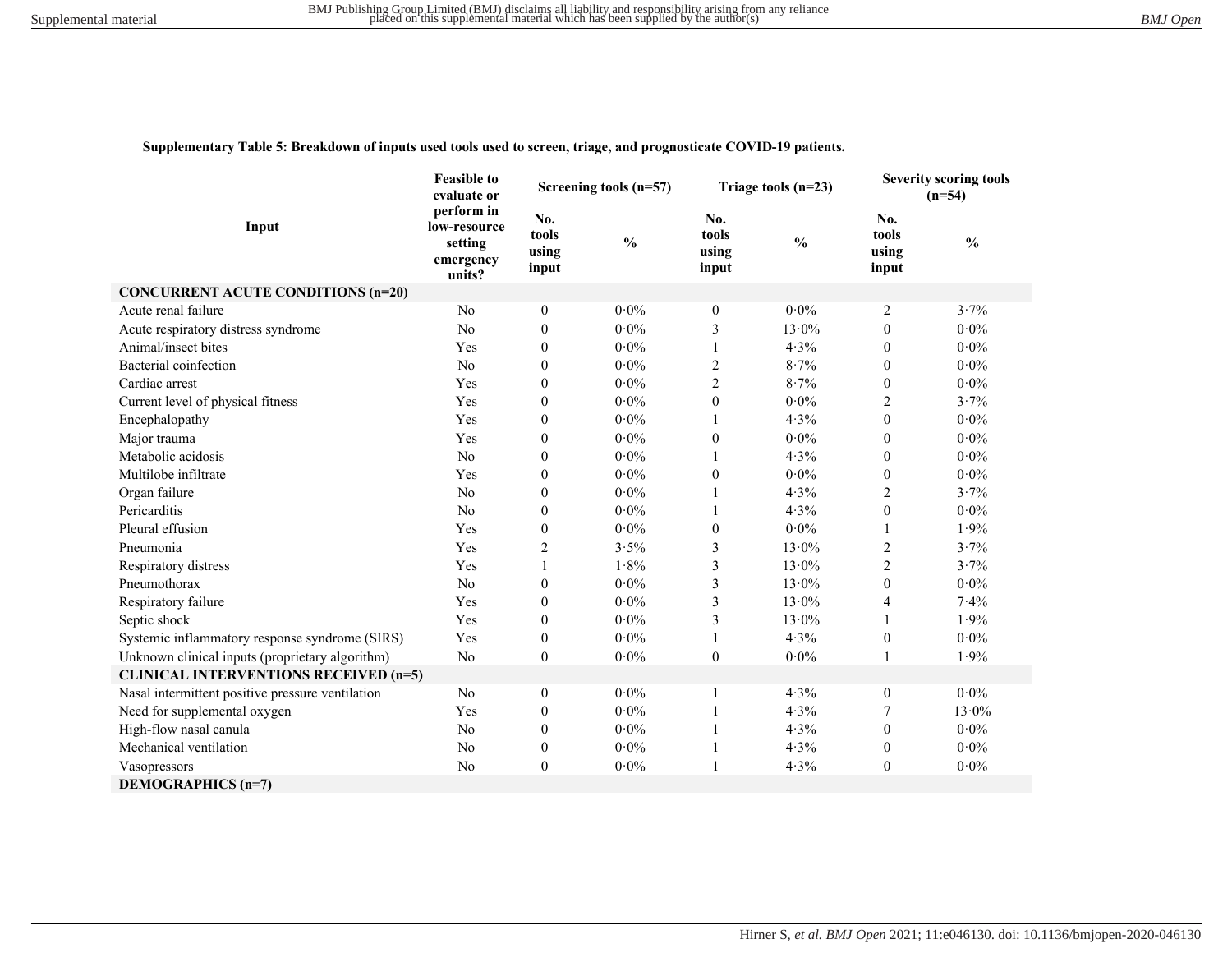**Supplementary Table 5: Breakdown of inputs used tools used to screen, triage, and prognosticate COVID-19 patients.**

| Input | Feasible to evaluate or perform in low-resource setting emergency units? | Screening tools (n=57) | | Triage tools (n=23) | | Severity scoring tools (n=54) | |
|---|---|---|---|---|---|---|---|
| | | No. tools using input | % | No. tools using input | % | No. tools using input | % |
| **CONCURRENT ACUTE CONDITIONS (n=20)** | | | | | | | |
| Acute renal failure | No | 0 | 0·0% | 0 | 0·0% | 2 | 3·7% |
| Acute respiratory distress syndrome | No | 0 | 0·0% | 3 | 13·0% | 0 | 0·0% |
| Animal/insect bites | Yes | 0 | 0·0% | 1 | 4·3% | 0 | 0·0% |
| Bacterial coinfection | No | 0 | 0·0% | 2 | 8·7% | 0 | 0·0% |
| Cardiac arrest | Yes | 0 | 0·0% | 2 | 8·7% | 0 | 0·0% |
| Current level of physical fitness | Yes | 0 | 0·0% | 0 | 0·0% | 2 | 3·7% |
| Encephalopathy | Yes | 0 | 0·0% | 1 | 4·3% | 0 | 0·0% |
| Major trauma | Yes | 0 | 0·0% | 0 | 0·0% | 0 | 0·0% |
| Metabolic acidosis | No | 0 | 0·0% | 1 | 4·3% | 0 | 0·0% |
| Multilobe infiltrate | Yes | 0 | 0·0% | 0 | 0·0% | 0 | 0·0% |
| Organ failure | No | 0 | 0·0% | 1 | 4·3% | 2 | 3·7% |
| Pericarditis | No | 0 | 0·0% | 1 | 4·3% | 0 | 0·0% |
| Pleural effusion | Yes | 0 | 0·0% | 0 | 0·0% | 1 | 1·9% |
| Pneumonia | Yes | 2 | 3·5% | 3 | 13·0% | 2 | 3·7% |
| Respiratory distress | Yes | 1 | 1·8% | 3 | 13·0% | 2 | 3·7% |
| Pneumothorax | No | 0 | 0·0% | 3 | 13·0% | 0 | 0·0% |
| Respiratory failure | Yes | 0 | 0·0% | 3 | 13·0% | 4 | 7·4% |
| Septic shock | Yes | 0 | 0·0% | 3 | 13·0% | 1 | 1·9% |
| Systemic inflammatory response syndrome (SIRS) | Yes | 0 | 0·0% | 1 | 4·3% | 0 | 0·0% |
| Unknown clinical inputs (proprietary algorithm) | No | 0 | 0·0% | 0 | 0·0% | 1 | 1·9% |
| **CLINICAL INTERVENTIONS RECEIVED (n=5)** | | | | | | | |
| Nasal intermittent positive pressure ventilation | No | 0 | 0·0% | 1 | 4·3% | 0 | 0·0% |
| Need for supplemental oxygen | Yes | 0 | 0·0% | 1 | 4·3% | 7 | 13·0% |
| High-flow nasal canula | No | 0 | 0·0% | 1 | 4·3% | 0 | 0·0% |
| Mechanical ventilation | No | 0 | 0·0% | 1 | 4·3% | 0 | 0·0% |
| Vasopressors | No | 0 | 0·0% | 1 | 4·3% | 0 | 0·0% |
| **DEMOGRAPHICS (n=7)** | | | | | | | |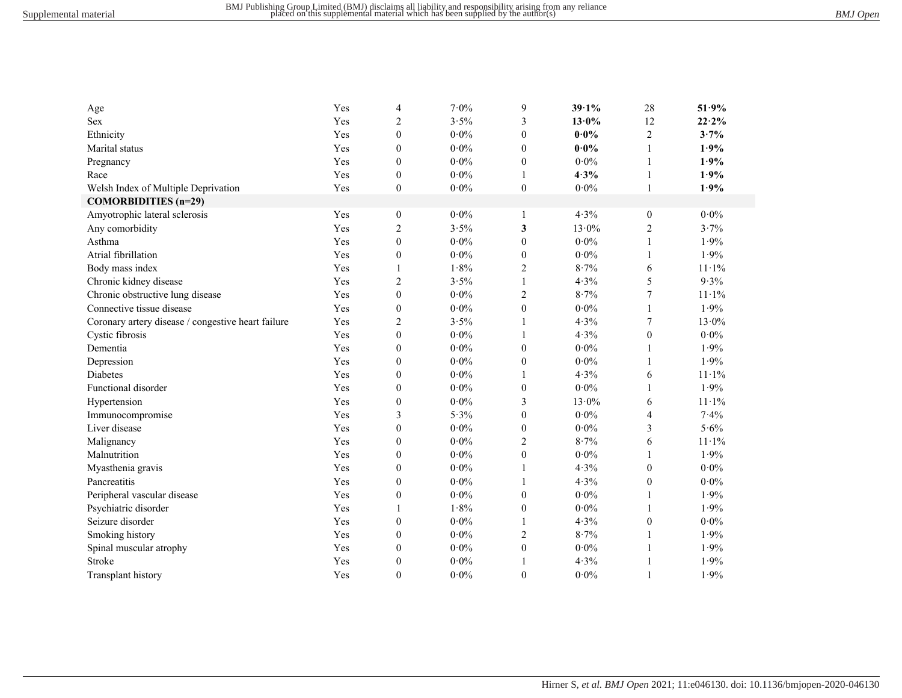| | | | | | | | |
|---|---|---|---|---|---|---|---|
| Age | Yes | 4 | 7·0% | 9 | **39·1%** | 28 | **51·9%** |
| Sex | Yes | 2 | 3·5% | 3 | **13·0%** | 12 | **22·2%** |
| Ethnicity | Yes | 0 | 0·0% | 0 | **0·0%** | 2 | **3·7%** |
| Marital status | Yes | 0 | 0·0% | 0 | **0·0%** | 1 | **1·9%** |
| Pregnancy | Yes | 0 | 0·0% | 0 | 0·0% | 1 | **1·9%** |
| Race | Yes | 0 | 0·0% | 1 | **4·3%** | 1 | **1·9%** |
| Welsh Index of Multiple Deprivation | Yes | 0 | 0·0% | 0 | 0·0% | 1 | **1·9%** |
| **COMORBIDITIES (n=29)** | | | | | | | |
| Amyotrophic lateral sclerosis | Yes | 0 | 0·0% | 1 | 4·3% | 0 | 0·0% |
| Any comorbidity | Yes | 2 | 3·5% | **3** | 13·0% | 2 | 3·7% |
| Asthma | Yes | 0 | 0·0% | 0 | 0·0% | 1 | 1·9% |
| Atrial fibrillation | Yes | 0 | 0·0% | 0 | 0·0% | 1 | 1·9% |
| Body mass index | Yes | 1 | 1·8% | 2 | 8·7% | 6 | 11·1% |
| Chronic kidney disease | Yes | 2 | 3·5% | 1 | 4·3% | 5 | 9·3% |
| Chronic obstructive lung disease | Yes | 0 | 0·0% | 2 | 8·7% | 7 | 11·1% |
| Connective tissue disease | Yes | 0 | 0·0% | 0 | 0·0% | 1 | 1·9% |
| Coronary artery disease / congestive heart failure | Yes | 2 | 3·5% | 1 | 4·3% | 7 | 13·0% |
| Cystic fibrosis | Yes | 0 | 0·0% | 1 | 4·3% | 0 | 0·0% |
| Dementia | Yes | 0 | 0·0% | 0 | 0·0% | 1 | 1·9% |
| Depression | Yes | 0 | 0·0% | 0 | 0·0% | 1 | 1·9% |
| Diabetes | Yes | 0 | 0·0% | 1 | 4·3% | 6 | 11·1% |
| Functional disorder | Yes | 0 | 0·0% | 0 | 0·0% | 1 | 1·9% |
| Hypertension | Yes | 0 | 0·0% | 3 | 13·0% | 6 | 11·1% |
| Immunocompromise | Yes | 3 | 5·3% | 0 | 0·0% | 4 | 7·4% |
| Liver disease | Yes | 0 | 0·0% | 0 | 0·0% | 3 | 5·6% |
| Malignancy | Yes | 0 | 0·0% | 2 | 8·7% | 6 | 11·1% |
| Malnutrition | Yes | 0 | 0·0% | 0 | 0·0% | 1 | 1·9% |
| Myasthenia gravis | Yes | 0 | 0·0% | 1 | 4·3% | 0 | 0·0% |
| Pancreatitis | Yes | 0 | 0·0% | 1 | 4·3% | 0 | 0·0% |
| Peripheral vascular disease | Yes | 0 | 0·0% | 0 | 0·0% | 1 | 1·9% |
| Psychiatric disorder | Yes | 1 | 1·8% | 0 | 0·0% | 1 | 1·9% |
| Seizure disorder | Yes | 0 | 0·0% | 1 | 4·3% | 0 | 0·0% |
| Smoking history | Yes | 0 | 0·0% | 2 | 8·7% | 1 | 1·9% |
| Spinal muscular atrophy | Yes | 0 | 0·0% | 0 | 0·0% | 1 | 1·9% |
| Stroke | Yes | 0 | 0·0% | 1 | 4·3% | 1 | 1·9% |
| Transplant history | Yes | 0 | 0·0% | 0 | 0·0% | 1 | 1·9% |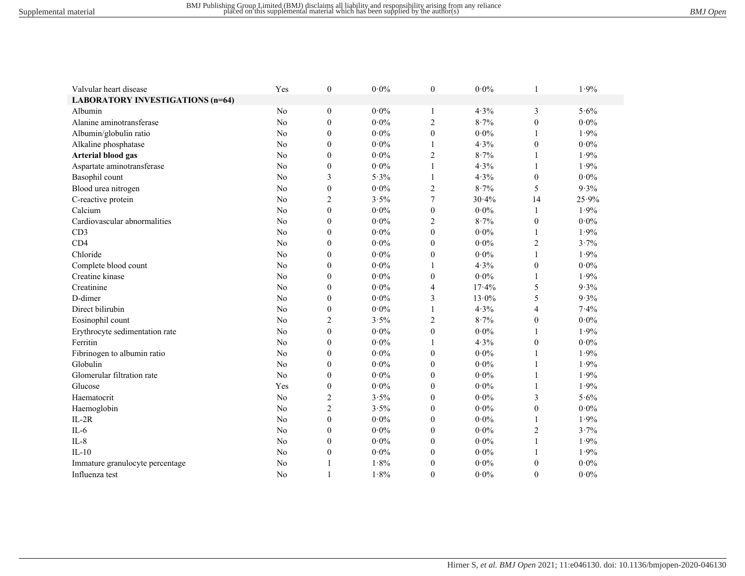| | | | | | | | |
|---|---|---|---|---|---|---|---|
| Valvular heart disease | Yes | 0 | 0·0% | 0 | 0·0% | 1 | 1·9% |
| **LABORATORY INVESTIGATIONS (n=64)** | | | | | | | |
| Albumin | No | 0 | 0·0% | 1 | 4·3% | 3 | 5·6% |
| Alanine aminotransferase | No | 0 | 0·0% | 2 | 8·7% | 0 | 0·0% |
| Albumin/globulin ratio | No | 0 | 0·0% | 0 | 0·0% | 1 | 1·9% |
| Alkaline phosphatase | No | 0 | 0·0% | 1 | 4·3% | 0 | 0·0% |
| **Arterial blood gas** | No | 0 | 0·0% | 2 | 8·7% | 1 | 1·9% |
| Aspartate aminotransferase | No | 0 | 0·0% | 1 | 4·3% | 1 | 1·9% |
| Basophil count | No | 3 | 5·3% | 1 | 4·3% | 0 | 0·0% |
| Blood urea nitrogen | No | 0 | 0·0% | 2 | 8·7% | 5 | 9·3% |
| C-reactive protein | No | 2 | 3·5% | 7 | 30·4% | 14 | 25·9% |
| Calcium | No | 0 | 0·0% | 0 | 0·0% | 1 | 1·9% |
| Cardiovascular abnormalities | No | 0 | 0·0% | 2 | 8·7% | 0 | 0·0% |
| CD3 | No | 0 | 0·0% | 0 | 0·0% | 1 | 1·9% |
| CD4 | No | 0 | 0·0% | 0 | 0·0% | 2 | 3·7% |
| Chloride | No | 0 | 0·0% | 0 | 0·0% | 1 | 1·9% |
| Complete blood count | No | 0 | 0·0% | 1 | 4·3% | 0 | 0·0% |
| Creatine kinase | No | 0 | 0·0% | 0 | 0·0% | 1 | 1·9% |
| Creatinine | No | 0 | 0·0% | 4 | 17·4% | 5 | 9·3% |
| D-dimer | No | 0 | 0·0% | 3 | 13·0% | 5 | 9·3% |
| Direct bilirubin | No | 0 | 0·0% | 1 | 4·3% | 4 | 7·4% |
| Eosinophil count | No | 2 | 3·5% | 2 | 8·7% | 0 | 0·0% |
| Erythrocyte sedimentation rate | No | 0 | 0·0% | 0 | 0·0% | 1 | 1·9% |
| Ferritin | No | 0 | 0·0% | 1 | 4·3% | 0 | 0·0% |
| Fibrinogen to albumin ratio | No | 0 | 0·0% | 0 | 0·0% | 1 | 1·9% |
| Globulin | No | 0 | 0·0% | 0 | 0·0% | 1 | 1·9% |
| Glomerular filtration rate | No | 0 | 0·0% | 0 | 0·0% | 1 | 1·9% |
| Glucose | Yes | 0 | 0·0% | 0 | 0·0% | 1 | 1·9% |
| Haematocrit | No | 2 | 3·5% | 0 | 0·0% | 3 | 5·6% |
| Haemoglobin | No | 2 | 3·5% | 0 | 0·0% | 0 | 0·0% |
| IL-2R | No | 0 | 0·0% | 0 | 0·0% | 1 | 1·9% |
| IL-6 | No | 0 | 0·0% | 0 | 0·0% | 2 | 3·7% |
| IL-8 | No | 0 | 0·0% | 0 | 0·0% | 1 | 1·9% |
| IL-10 | No | 0 | 0·0% | 0 | 0·0% | 1 | 1·9% |
| Immature granulocyte percentage | No | 1 | 1·8% | 0 | 0·0% | 0 | 0·0% |
| Influenza test | No | 1 | 1·8% | 0 | 0·0% | 0 | 0·0% |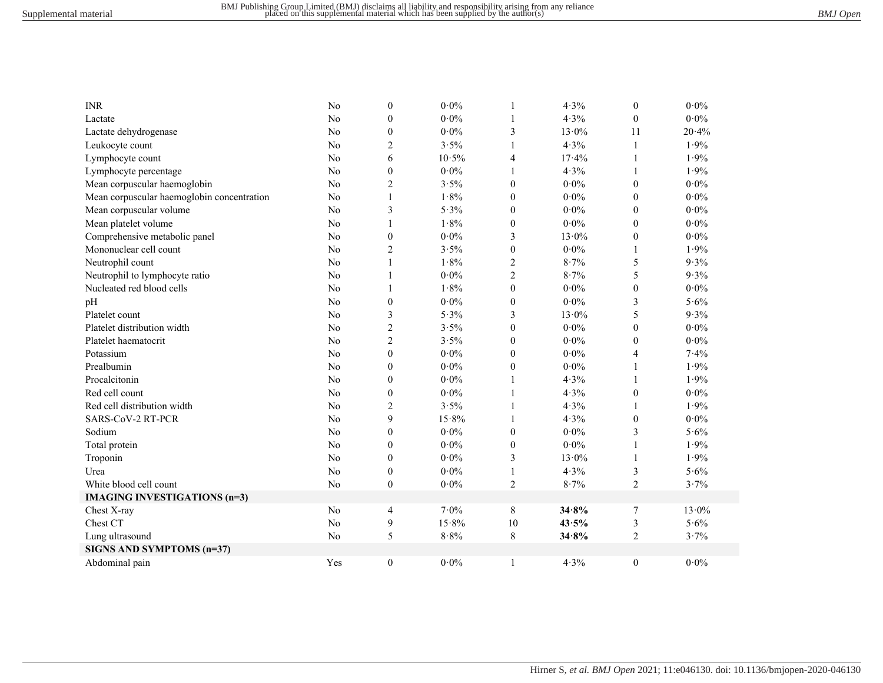| | | | | | | | |
|---|---|---|---|---|---|---|---|
| INR | No | 0 | 0·0% | 1 | 4·3% | 0 | 0·0% |
| Lactate | No | 0 | 0·0% | 1 | 4·3% | 0 | 0·0% |
| Lactate dehydrogenase | No | 0 | 0·0% | 3 | 13·0% | 11 | 20·4% |
| Leukocyte count | No | 2 | 3·5% | 1 | 4·3% | 1 | 1·9% |
| Lymphocyte count | No | 6 | 10·5% | 4 | 17·4% | 1 | 1·9% |
| Lymphocyte percentage | No | 0 | 0·0% | 1 | 4·3% | 1 | 1·9% |
| Mean corpuscular haemoglobin | No | 2 | 3·5% | 0 | 0·0% | 0 | 0·0% |
| Mean corpuscular haemoglobin concentration | No | 1 | 1·8% | 0 | 0·0% | 0 | 0·0% |
| Mean corpuscular volume | No | 3 | 5·3% | 0 | 0·0% | 0 | 0·0% |
| Mean platelet volume | No | 1 | 1·8% | 0 | 0·0% | 0 | 0·0% |
| Comprehensive metabolic panel | No | 0 | 0·0% | 3 | 13·0% | 0 | 0·0% |
| Mononuclear cell count | No | 2 | 3·5% | 0 | 0·0% | 1 | 1·9% |
| Neutrophil count | No | 1 | 1·8% | 2 | 8·7% | 5 | 9·3% |
| Neutrophil to lymphocyte ratio | No | 1 | 0·0% | 2 | 8·7% | 5 | 9·3% |
| Nucleated red blood cells | No | 1 | 1·8% | 0 | 0·0% | 0 | 0·0% |
| pH | No | 0 | 0·0% | 0 | 0·0% | 3 | 5·6% |
| Platelet count | No | 3 | 5·3% | 3 | 13·0% | 5 | 9·3% |
| Platelet distribution width | No | 2 | 3·5% | 0 | 0·0% | 0 | 0·0% |
| Platelet haematocrit | No | 2 | 3·5% | 0 | 0·0% | 0 | 0·0% |
| Potassium | No | 0 | 0·0% | 0 | 0·0% | 4 | 7·4% |
| Prealbumin | No | 0 | 0·0% | 0 | 0·0% | 1 | 1·9% |
| Procalcitonin | No | 0 | 0·0% | 1 | 4·3% | 1 | 1·9% |
| Red cell count | No | 0 | 0·0% | 1 | 4·3% | 0 | 0·0% |
| Red cell distribution width | No | 2 | 3·5% | 1 | 4·3% | 1 | 1·9% |
| SARS-CoV-2 RT-PCR | No | 9 | 15·8% | 1 | 4·3% | 0 | 0·0% |
| Sodium | No | 0 | 0·0% | 0 | 0·0% | 3 | 5·6% |
| Total protein | No | 0 | 0·0% | 0 | 0·0% | 1 | 1·9% |
| Troponin | No | 0 | 0·0% | 3 | 13·0% | 1 | 1·9% |
| Urea | No | 0 | 0·0% | 1 | 4·3% | 3 | 5·6% |
| White blood cell count | No | 0 | 0·0% | 2 | 8·7% | 2 | 3·7% |
| **IMAGING INVESTIGATIONS (n=3)** | | | | | | | |
| Chest X-ray | No | 4 | 7·0% | 8 | **34·8%** | 7 | 13·0% |
| Chest CT | No | 9 | 15·8% | 10 | **43·5%** | 3 | 5·6% |
| Lung ultrasound | No | 5 | 8·8% | 8 | **34·8%** | 2 | 3·7% |
| **SIGNS AND SYMPTOMS (n=37)** | | | | | | | |
| Abdominal pain | Yes | 0 | 0·0% | 1 | 4·3% | 0 | 0·0% |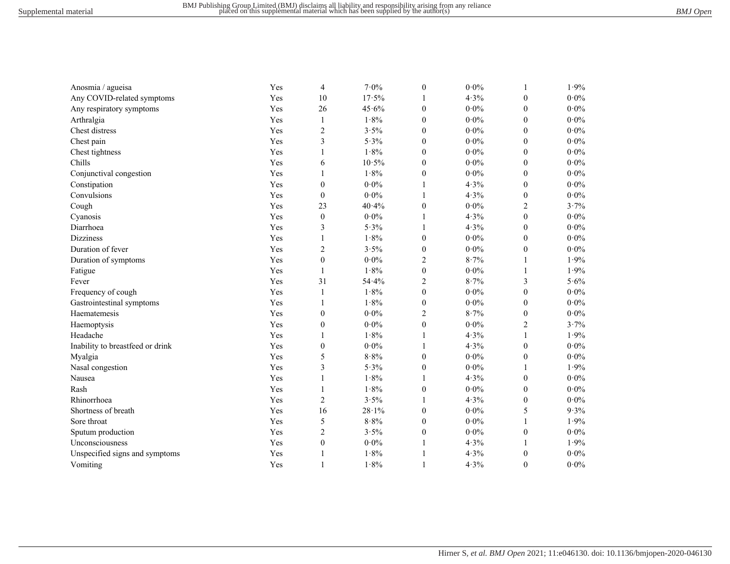| | | | | | | | |
|---|---|---|---|---|---|---|---|
| Anosmia / agueisa | Yes | 4 | 7·0% | 0 | 0·0% | 1 | 1·9% |
| Any COVID-related symptoms | Yes | 10 | 17·5% | 1 | 4·3% | 0 | 0·0% |
| Any respiratory symptoms | Yes | 26 | 45·6% | 0 | 0·0% | 0 | 0·0% |
| Arthralgia | Yes | 1 | 1·8% | 0 | 0·0% | 0 | 0·0% |
| Chest distress | Yes | 2 | 3·5% | 0 | 0·0% | 0 | 0·0% |
| Chest pain | Yes | 3 | 5·3% | 0 | 0·0% | 0 | 0·0% |
| Chest tightness | Yes | 1 | 1·8% | 0 | 0·0% | 0 | 0·0% |
| Chills | Yes | 6 | 10·5% | 0 | 0·0% | 0 | 0·0% |
| Conjunctival congestion | Yes | 1 | 1·8% | 0 | 0·0% | 0 | 0·0% |
| Constipation | Yes | 0 | 0·0% | 1 | 4·3% | 0 | 0·0% |
| Convulsions | Yes | 0 | 0·0% | 1 | 4·3% | 0 | 0·0% |
| Cough | Yes | 23 | 40·4% | 0 | 0·0% | 2 | 3·7% |
| Cyanosis | Yes | 0 | 0·0% | 1 | 4·3% | 0 | 0·0% |
| Diarrhoea | Yes | 3 | 5·3% | 1 | 4·3% | 0 | 0·0% |
| Dizziness | Yes | 1 | 1·8% | 0 | 0·0% | 0 | 0·0% |
| Duration of fever | Yes | 2 | 3·5% | 0 | 0·0% | 0 | 0·0% |
| Duration of symptoms | Yes | 0 | 0·0% | 2 | 8·7% | 1 | 1·9% |
| Fatigue | Yes | 1 | 1·8% | 0 | 0·0% | 1 | 1·9% |
| Fever | Yes | 31 | 54·4% | 2 | 8·7% | 3 | 5·6% |
| Frequency of cough | Yes | 1 | 1·8% | 0 | 0·0% | 0 | 0·0% |
| Gastrointestinal symptoms | Yes | 1 | 1·8% | 0 | 0·0% | 0 | 0·0% |
| Haematemesis | Yes | 0 | 0·0% | 2 | 8·7% | 0 | 0·0% |
| Haemoptysis | Yes | 0 | 0·0% | 0 | 0·0% | 2 | 3·7% |
| Headache | Yes | 1 | 1·8% | 1 | 4·3% | 1 | 1·9% |
| Inability to breastfeed or drink | Yes | 0 | 0·0% | 1 | 4·3% | 0 | 0·0% |
| Myalgia | Yes | 5 | 8·8% | 0 | 0·0% | 0 | 0·0% |
| Nasal congestion | Yes | 3 | 5·3% | 0 | 0·0% | 1 | 1·9% |
| Nausea | Yes | 1 | 1·8% | 1 | 4·3% | 0 | 0·0% |
| Rash | Yes | 1 | 1·8% | 0 | 0·0% | 0 | 0·0% |
| Rhinorrhoea | Yes | 2 | 3·5% | 1 | 4·3% | 0 | 0·0% |
| Shortness of breath | Yes | 16 | 28·1% | 0 | 0·0% | 5 | 9·3% |
| Sore throat | Yes | 5 | 8·8% | 0 | 0·0% | 1 | 1·9% |
| Sputum production | Yes | 2 | 3·5% | 0 | 0·0% | 0 | 0·0% |
| Unconsciousness | Yes | 0 | 0·0% | 1 | 4·3% | 1 | 1·9% |
| Unspecified signs and symptoms | Yes | 1 | 1·8% | 1 | 4·3% | 0 | 0·0% |
| Vomiting | Yes | 1 | 1·8% | 1 | 4·3% | 0 | 0·0% |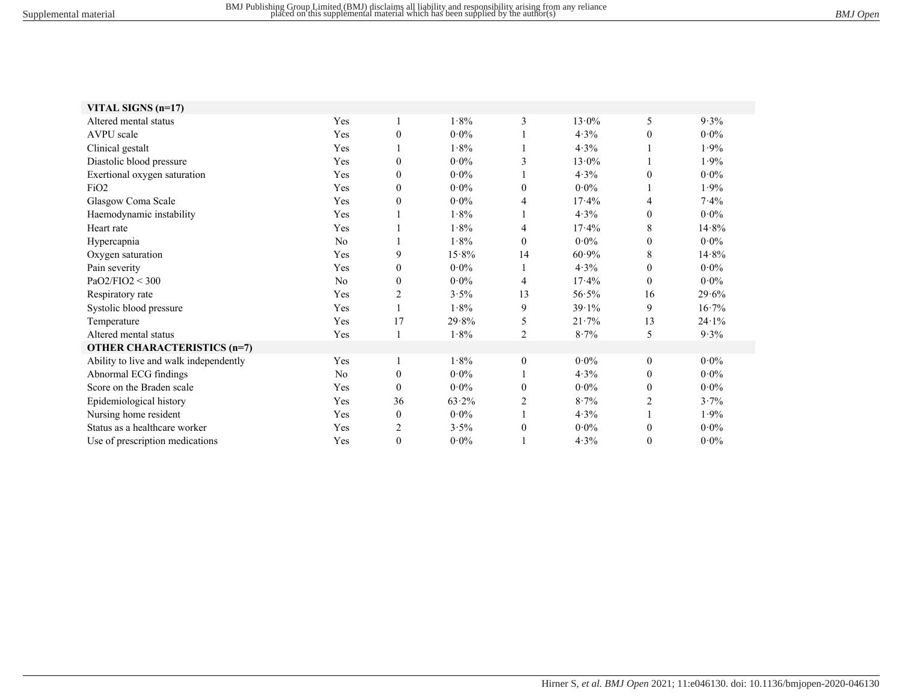| VITAL SIGNS (n=17) | | | | | | | |
|---|---|---|---|---|---|---|---|
| Altered mental status | Yes | 1 | 1·8% | 3 | 13·0% | 5 | 9·3% |
| AVPU scale | Yes | 0 | 0·0% | 1 | 4·3% | 0 | 0·0% |
| Clinical gestalt | Yes | 1 | 1·8% | 1 | 4·3% | 1 | 1·9% |
| Diastolic blood pressure | Yes | 0 | 0·0% | 3 | 13·0% | 1 | 1·9% |
| Exertional oxygen saturation | Yes | 0 | 0·0% | 1 | 4·3% | 0 | 0·0% |
| FiO2 | Yes | 0 | 0·0% | 0 | 0·0% | 1 | 1·9% |
| Glasgow Coma Scale | Yes | 0 | 0·0% | 4 | 17·4% | 4 | 7·4% |
| Haemodynamic instability | Yes | 1 | 1·8% | 1 | 4·3% | 0 | 0·0% |
| Heart rate | Yes | 1 | 1·8% | 4 | 17·4% | 8 | 14·8% |
| Hypercapnia | No | 1 | 1·8% | 0 | 0·0% | 0 | 0·0% |
| Oxygen saturation | Yes | 9 | 15·8% | 14 | 60·9% | 8 | 14·8% |
| Pain severity | Yes | 0 | 0·0% | 1 | 4·3% | 0 | 0·0% |
| PaO2/FIO2 < 300 | No | 0 | 0·0% | 4 | 17·4% | 0 | 0·0% |
| Respiratory rate | Yes | 2 | 3·5% | 13 | 56·5% | 16 | 29·6% |
| Systolic blood pressure | Yes | 1 | 1·8% | 9 | 39·1% | 9 | 16·7% |
| Temperature | Yes | 17 | 29·8% | 5 | 21·7% | 13 | 24·1% |
| Altered mental status | Yes | 1 | 1·8% | 2 | 8·7% | 5 | 9·3% |
| **OTHER CHARACTERISTICS (n=7)** | | | | | | | |
| Ability to live and walk independently | Yes | 1 | 1·8% | 0 | 0·0% | 0 | 0·0% |
| Abnormal ECG findings | No | 0 | 0·0% | 1 | 4·3% | 0 | 0·0% |
| Score on the Braden scale | Yes | 0 | 0·0% | 0 | 0·0% | 0 | 0·0% |
| Epidemiological history | Yes | 36 | 63·2% | 2 | 8·7% | 2 | 3·7% |
| Nursing home resident | Yes | 0 | 0·0% | 1 | 4·3% | 1 | 1·9% |
| Status as a healthcare worker | Yes | 2 | 3·5% | 0 | 0·0% | 0 | 0·0% |
| Use of prescription medications | Yes | 0 | 0·0% | 1 | 4·3% | 0 | 0·0% |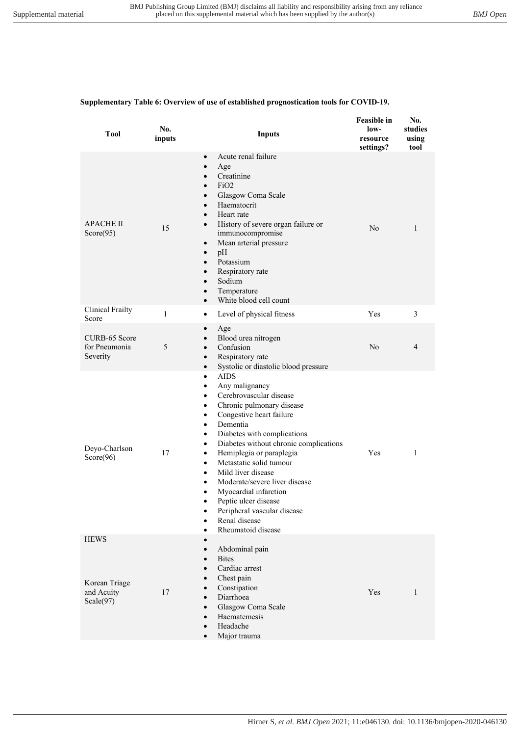**Supplementary Table 6: Overview of use of established prognostication tools for COVID-19.**

| Tool | No. inputs | Inputs | Feasible in low-resource settings? | No. studies using tool |
|---|---|---|---|---|
| APACHE II Score(95) | 15 | • Acute renal failure<br>• Age<br>• Creatinine<br>• FiO2<br>• Glasgow Coma Scale<br>• Haematocrit<br>• Heart rate<br>• History of severe organ failure or immunocompromise<br>• Mean arterial pressure<br>• pH<br>• Potassium<br>• Respiratory rate<br>• Sodium<br>• Temperature<br>• White blood cell count | No | 1 |
| Clinical Frailty Score | 1 | • Level of physical fitness | Yes | 3 |
| CURB-65 Score for Pneumonia Severity | 5 | • Age<br>• Blood urea nitrogen<br>• Confusion<br>• Respiratory rate<br>• Systolic or diastolic blood pressure | No | 4 |
| Deyo-Charlson Score(96) | 17 | • AIDS<br>• Any malignancy<br>• Cerebrovascular disease<br>• Chronic pulmonary disease<br>• Congestive heart failure<br>• Dementia<br>• Diabetes with complications<br>• Diabetes without chronic complications<br>• Hemiplegia or paraplegia<br>• Metastatic solid tumour<br>• Mild liver disease<br>• Moderate/severe liver disease<br>• Myocardial infarction<br>• Peptic ulcer disease<br>• Peripheral vascular disease<br>• Renal disease<br>• Rheumatoid disease | Yes | 1 |
| HEWS<br><br>Korean Triage and Acuity Scale(97) | 17 | •<br>• Abdominal pain<br>• Bites<br>• Cardiac arrest<br>• Chest pain<br>• Constipation<br>• Diarrhoea<br>• Glasgow Coma Scale<br>• Haematemesis<br>• Headache<br>• Major trauma | Yes | 1 |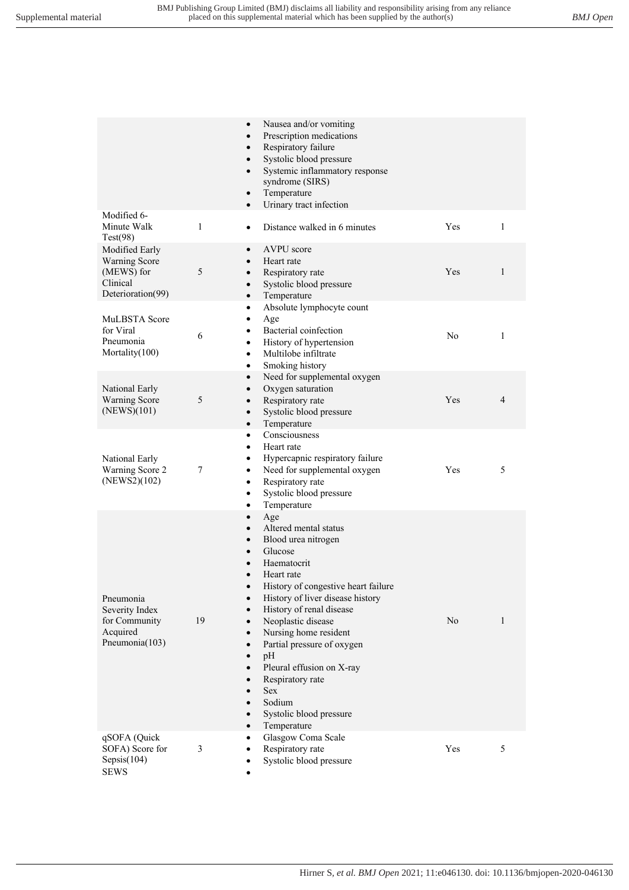| | | | | |
|---|---|---|---|---|
| | | • Nausea and/or vomiting<br>• Prescription medications<br>• Respiratory failure<br>• Systolic blood pressure<br>• Systemic inflammatory response syndrome (SIRS)<br>• Temperature<br>• Urinary tract infection | | |
| Modified 6-Minute Walk Test(98) | 1 | • Distance walked in 6 minutes | Yes | 1 |
| Modified Early Warning Score (MEWS) for Clinical Deterioration(99) | 5 | • AVPU score<br>• Heart rate<br>• Respiratory rate<br>• Systolic blood pressure<br>• Temperature | Yes | 1 |
| MuLBSTA Score for Viral Pneumonia Mortality(100) | 6 | • Absolute lymphocyte count<br>• Age<br>• Bacterial coinfection<br>• History of hypertension<br>• Multilobe infiltrate<br>• Smoking history | No | 1 |
| National Early Warning Score (NEWS)(101) | 5 | • Need for supplemental oxygen<br>• Oxygen saturation<br>• Respiratory rate<br>• Systolic blood pressure<br>• Temperature | Yes | 4 |
| National Early Warning Score 2 (NEWS2)(102) | 7 | • Consciousness<br>• Heart rate<br>• Hypercapnic respiratory failure<br>• Need for supplemental oxygen<br>• Respiratory rate<br>• Systolic blood pressure<br>• Temperature | Yes | 5 |
| Pneumonia Severity Index for Community Acquired Pneumonia(103) | 19 | • Age<br>• Altered mental status<br>• Blood urea nitrogen<br>• Glucose<br>• Haematocrit<br>• Heart rate<br>• History of congestive heart failure<br>• History of liver disease history<br>• History of renal disease<br>• Neoplastic disease<br>• Nursing home resident<br>• Partial pressure of oxygen<br>• pH<br>• Pleural effusion on X-ray<br>• Respiratory rate<br>• Sex<br>• Sodium<br>• Systolic blood pressure<br>• Temperature | No | 1 |
| qSOFA (Quick SOFA) Score for Sepsis(104) | 3 | • Glasgow Coma Scale<br>• Respiratory rate<br>• Systolic blood pressure | Yes | 5 |
| SEWS | | • | | |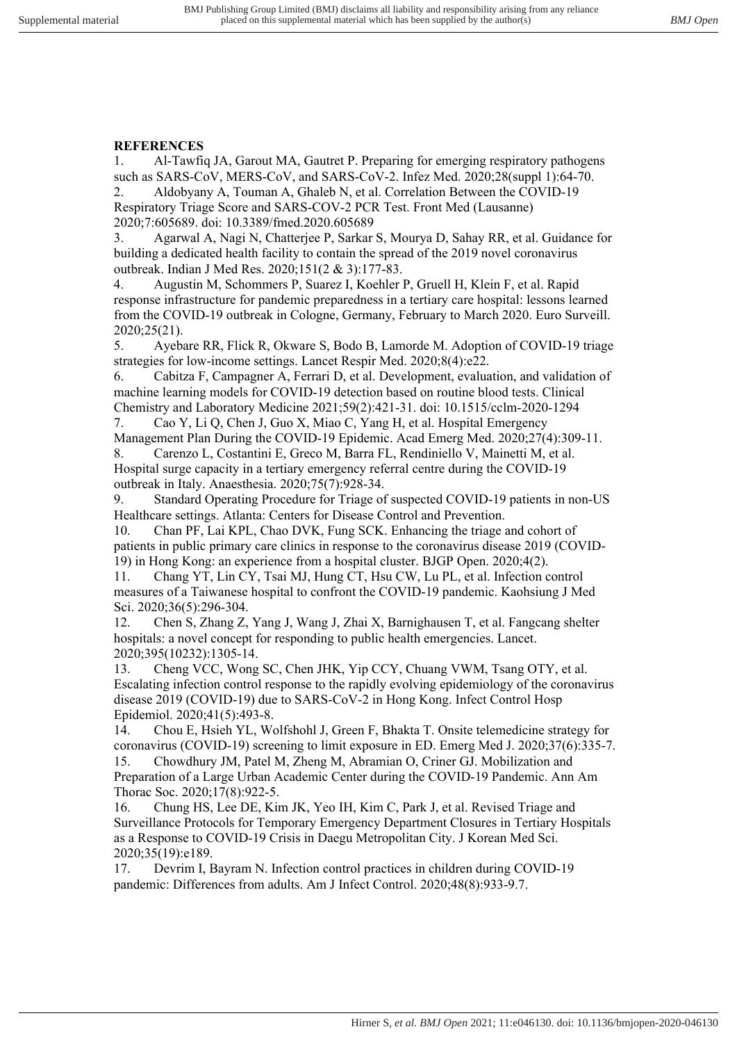**REFERENCES**

1. Al-Tawfiq JA, Garout MA, Gautret P. Preparing for emerging respiratory pathogens such as SARS-CoV, MERS-CoV, and SARS-CoV-2. Infez Med. 2020;28(suppl 1):64-70.
2. Aldobyany A, Touman A, Ghaleb N, et al. Correlation Between the COVID-19 Respiratory Triage Score and SARS-COV-2 PCR Test. Front Med (Lausanne) 2020;7:605689. doi: 10.3389/fmed.2020.605689
3. Agarwal A, Nagi N, Chatterjee P, Sarkar S, Mourya D, Sahay RR, et al. Guidance for building a dedicated health facility to contain the spread of the 2019 novel coronavirus outbreak. Indian J Med Res. 2020;151(2 & 3):177-83.
4. Augustin M, Schommers P, Suarez I, Koehler P, Gruell H, Klein F, et al. Rapid response infrastructure for pandemic preparedness in a tertiary care hospital: lessons learned from the COVID-19 outbreak in Cologne, Germany, February to March 2020. Euro Surveill. 2020;25(21).
5. Ayebare RR, Flick R, Okware S, Bodo B, Lamorde M. Adoption of COVID-19 triage strategies for low-income settings. Lancet Respir Med. 2020;8(4):e22.
6. Cabitza F, Campagner A, Ferrari D, et al. Development, evaluation, and validation of machine learning models for COVID-19 detection based on routine blood tests. Clinical Chemistry and Laboratory Medicine 2021;59(2):421-31. doi: 10.1515/cclm-2020-1294
7. Cao Y, Li Q, Chen J, Guo X, Miao C, Yang H, et al. Hospital Emergency Management Plan During the COVID-19 Epidemic. Acad Emerg Med. 2020;27(4):309-11.
8. Carenzo L, Costantini E, Greco M, Barra FL, Rendiniello V, Mainetti M, et al. Hospital surge capacity in a tertiary emergency referral centre during the COVID-19 outbreak in Italy. Anaesthesia. 2020;75(7):928-34.
9. Standard Operating Procedure for Triage of suspected COVID-19 patients in non-US Healthcare settings. Atlanta: Centers for Disease Control and Prevention.
10. Chan PF, Lai KPL, Chao DVK, Fung SCK. Enhancing the triage and cohort of patients in public primary care clinics in response to the coronavirus disease 2019 (COVID-19) in Hong Kong: an experience from a hospital cluster. BJGP Open. 2020;4(2).
11. Chang YT, Lin CY, Tsai MJ, Hung CT, Hsu CW, Lu PL, et al. Infection control measures of a Taiwanese hospital to confront the COVID-19 pandemic. Kaohsiung J Med Sci. 2020;36(5):296-304.
12. Chen S, Zhang Z, Yang J, Wang J, Zhai X, Barnighausen T, et al. Fangcang shelter hospitals: a novel concept for responding to public health emergencies. Lancet. 2020;395(10232):1305-14.
13. Cheng VCC, Wong SC, Chen JHK, Yip CCY, Chuang VWM, Tsang OTY, et al. Escalating infection control response to the rapidly evolving epidemiology of the coronavirus disease 2019 (COVID-19) due to SARS-CoV-2 in Hong Kong. Infect Control Hosp Epidemiol. 2020;41(5):493-8.
14. Chou E, Hsieh YL, Wolfshohl J, Green F, Bhakta T. Onsite telemedicine strategy for coronavirus (COVID-19) screening to limit exposure in ED. Emerg Med J. 2020;37(6):335-7.
15. Chowdhury JM, Patel M, Zheng M, Abramian O, Criner GJ. Mobilization and Preparation of a Large Urban Academic Center during the COVID-19 Pandemic. Ann Am Thorac Soc. 2020;17(8):922-5.
16. Chung HS, Lee DE, Kim JK, Yeo IH, Kim C, Park J, et al. Revised Triage and Surveillance Protocols for Temporary Emergency Department Closures in Tertiary Hospitals as a Response to COVID-19 Crisis in Daegu Metropolitan City. J Korean Med Sci. 2020;35(19):e189.
17. Devrim I, Bayram N. Infection control practices in children during COVID-19 pandemic: Differences from adults. Am J Infect Control. 2020;48(8):933-9.7.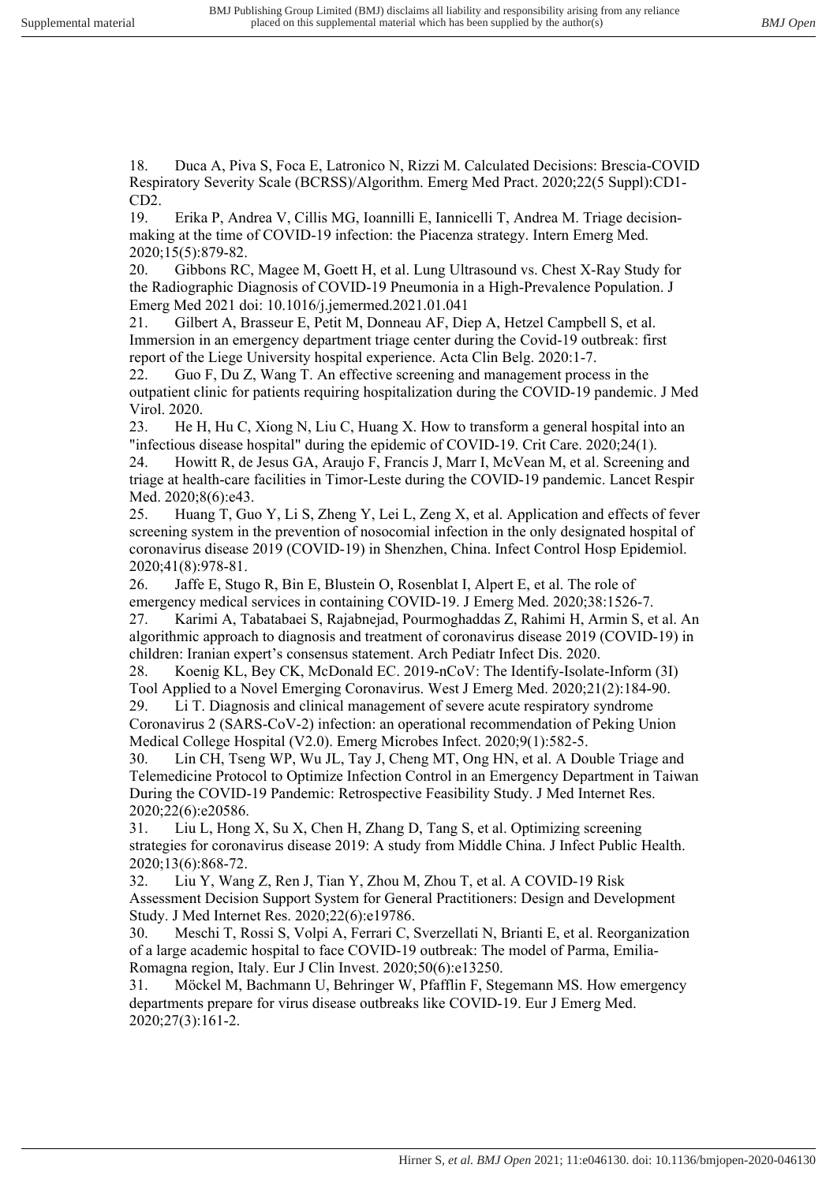18. Duca A, Piva S, Foca E, Latronico N, Rizzi M. Calculated Decisions: Brescia-COVID Respiratory Severity Scale (BCRSS)/Algorithm. Emerg Med Pract. 2020;22(5 Suppl):CD1-CD2.

19. Erika P, Andrea V, Cillis MG, Ioannilli E, Iannicelli T, Andrea M. Triage decision-making at the time of COVID-19 infection: the Piacenza strategy. Intern Emerg Med. 2020;15(5):879-82.

20. Gibbons RC, Magee M, Goett H, et al. Lung Ultrasound vs. Chest X-Ray Study for the Radiographic Diagnosis of COVID-19 Pneumonia in a High-Prevalence Population. J Emerg Med 2021 doi: 10.1016/j.jemermed.2021.01.041

21. Gilbert A, Brasseur E, Petit M, Donneau AF, Diep A, Hetzel Campbell S, et al. Immersion in an emergency department triage center during the Covid-19 outbreak: first report of the Liege University hospital experience. Acta Clin Belg. 2020:1-7.

22. Guo F, Du Z, Wang T. An effective screening and management process in the outpatient clinic for patients requiring hospitalization during the COVID-19 pandemic. J Med Virol. 2020.

23. He H, Hu C, Xiong N, Liu C, Huang X. How to transform a general hospital into an "infectious disease hospital" during the epidemic of COVID-19. Crit Care. 2020;24(1).

24. Howitt R, de Jesus GA, Araujo F, Francis J, Marr I, McVean M, et al. Screening and triage at health-care facilities in Timor-Leste during the COVID-19 pandemic. Lancet Respir Med. 2020;8(6):e43.

25. Huang T, Guo Y, Li S, Zheng Y, Lei L, Zeng X, et al. Application and effects of fever screening system in the prevention of nosocomial infection in the only designated hospital of coronavirus disease 2019 (COVID-19) in Shenzhen, China. Infect Control Hosp Epidemiol. 2020;41(8):978-81.

26. Jaffe E, Stugo R, Bin E, Blustein O, Rosenblat I, Alpert E, et al. The role of emergency medical services in containing COVID-19. J Emerg Med. 2020;38:1526-7.

27. Karimi A, Tabatabaei S, Rajabnejad, Pourmoghaddas Z, Rahimi H, Armin S, et al. An algorithmic approach to diagnosis and treatment of coronavirus disease 2019 (COVID-19) in children: Iranian expert's consensus statement. Arch Pediatr Infect Dis. 2020.

28. Koenig KL, Bey CK, McDonald EC. 2019-nCoV: The Identify-Isolate-Inform (3I) Tool Applied to a Novel Emerging Coronavirus. West J Emerg Med. 2020;21(2):184-90.

29. Li T. Diagnosis and clinical management of severe acute respiratory syndrome Coronavirus 2 (SARS-CoV-2) infection: an operational recommendation of Peking Union Medical College Hospital (V2.0). Emerg Microbes Infect. 2020;9(1):582-5.

30. Lin CH, Tseng WP, Wu JL, Tay J, Cheng MT, Ong HN, et al. A Double Triage and Telemedicine Protocol to Optimize Infection Control in an Emergency Department in Taiwan During the COVID-19 Pandemic: Retrospective Feasibility Study. J Med Internet Res. 2020;22(6):e20586.

31. Liu L, Hong X, Su X, Chen H, Zhang D, Tang S, et al. Optimizing screening strategies for coronavirus disease 2019: A study from Middle China. J Infect Public Health. 2020;13(6):868-72.

32. Liu Y, Wang Z, Ren J, Tian Y, Zhou M, Zhou T, et al. A COVID-19 Risk Assessment Decision Support System for General Practitioners: Design and Development Study. J Med Internet Res. 2020;22(6):e19786.

30. Meschi T, Rossi S, Volpi A, Ferrari C, Sverzellati N, Brianti E, et al. Reorganization of a large academic hospital to face COVID-19 outbreak: The model of Parma, Emilia-Romagna region, Italy. Eur J Clin Invest. 2020;50(6):e13250.

31. Möckel M, Bachmann U, Behringer W, Pfäfflin F, Stegemann MS. How emergency departments prepare for virus disease outbreaks like COVID-19. Eur J Emerg Med. 2020;27(3):161-2.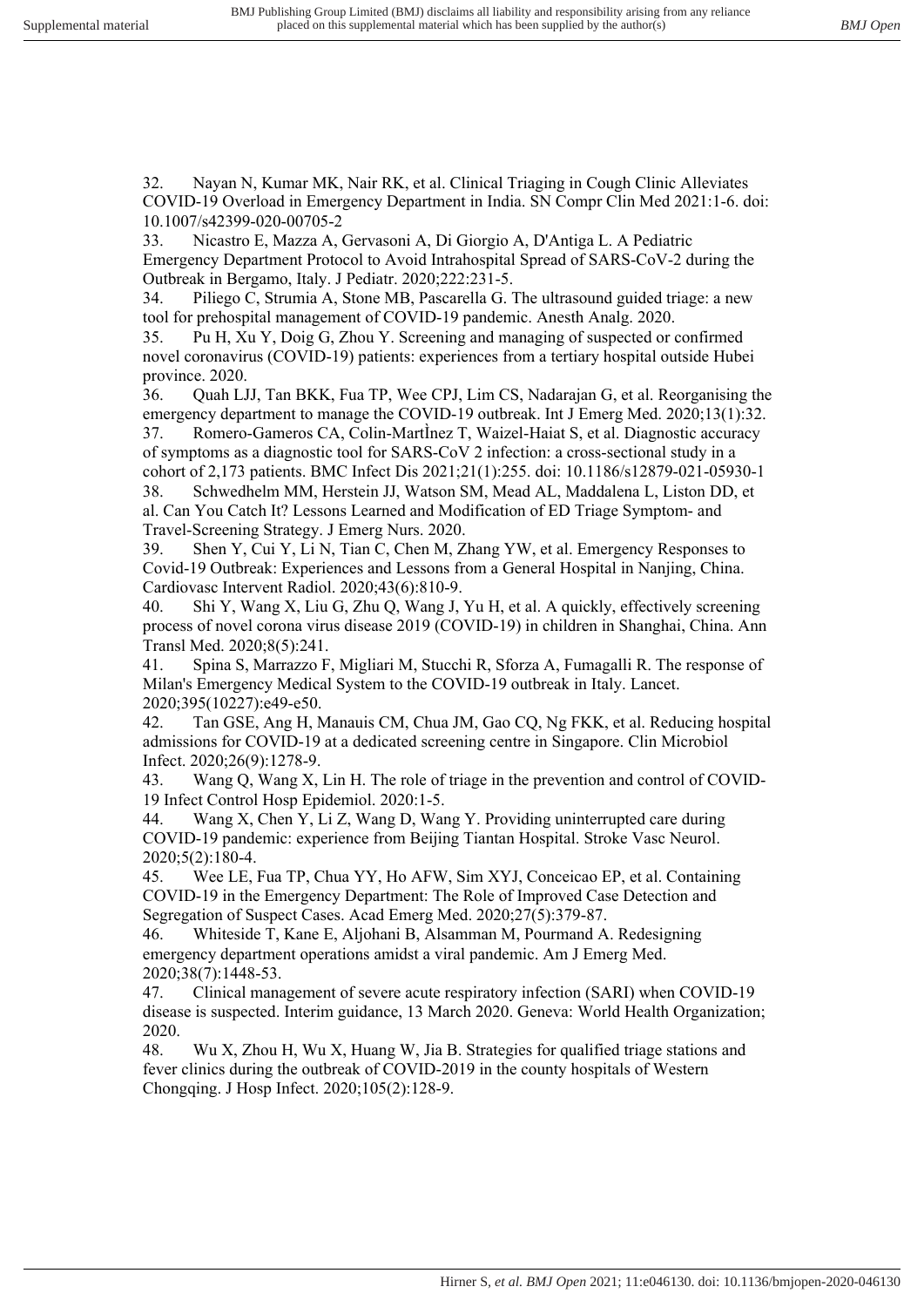32. Nayan N, Kumar MK, Nair RK, et al. Clinical Triaging in Cough Clinic Alleviates COVID-19 Overload in Emergency Department in India. SN Compr Clin Med 2021:1-6. doi: 10.1007/s42399-020-00705-2
33. Nicastro E, Mazza A, Gervasoni A, Di Giorgio A, D'Antiga L. A Pediatric Emergency Department Protocol to Avoid Intrahospital Spread of SARS-CoV-2 during the Outbreak in Bergamo, Italy. J Pediatr. 2020;222:231-5.
34. Piliego C, Strumia A, Stone MB, Pascarella G. The ultrasound guided triage: a new tool for prehospital management of COVID-19 pandemic. Anesth Analg. 2020.
35. Pu H, Xu Y, Doig G, Zhou Y. Screening and managing of suspected or confirmed novel coronavirus (COVID-19) patients: experiences from a tertiary hospital outside Hubei province. 2020.
36. Quah LJJ, Tan BKK, Fua TP, Wee CPJ, Lim CS, Nadarajan G, et al. Reorganising the emergency department to manage the COVID-19 outbreak. Int J Emerg Med. 2020;13(1):32.
37. Romero-Gameros CA, Colin-MartÌnez T, Waizel-Haiat S, et al. Diagnostic accuracy of symptoms as a diagnostic tool for SARS-CoV 2 infection: a cross-sectional study in a cohort of 2,173 patients. BMC Infect Dis 2021;21(1):255. doi: 10.1186/s12879-021-05930-1
38. Schwedhelm MM, Herstein JJ, Watson SM, Mead AL, Maddalena L, Liston DD, et al. Can You Catch It? Lessons Learned and Modification of ED Triage Symptom- and Travel-Screening Strategy. J Emerg Nurs. 2020.
39. Shen Y, Cui Y, Li N, Tian C, Chen M, Zhang YW, et al. Emergency Responses to Covid-19 Outbreak: Experiences and Lessons from a General Hospital in Nanjing, China. Cardiovasc Intervent Radiol. 2020;43(6):810-9.
40. Shi Y, Wang X, Liu G, Zhu Q, Wang J, Yu H, et al. A quickly, effectively screening process of novel corona virus disease 2019 (COVID-19) in children in Shanghai, China. Ann Transl Med. 2020;8(5):241.
41. Spina S, Marrazzo F, Migliari M, Stucchi R, Sforza A, Fumagalli R. The response of Milan's Emergency Medical System to the COVID-19 outbreak in Italy. Lancet. 2020;395(10227):e49-e50.
42. Tan GSE, Ang H, Manauis CM, Chua JM, Gao CQ, Ng FKK, et al. Reducing hospital admissions for COVID-19 at a dedicated screening centre in Singapore. Clin Microbiol Infect. 2020;26(9):1278-9.
43. Wang Q, Wang X, Lin H. The role of triage in the prevention and control of COVID-19 Infect Control Hosp Epidemiol. 2020:1-5.
44. Wang X, Chen Y, Li Z, Wang D, Wang Y. Providing uninterrupted care during COVID-19 pandemic: experience from Beijing Tiantan Hospital. Stroke Vasc Neurol. 2020;5(2):180-4.
45. Wee LE, Fua TP, Chua YY, Ho AFW, Sim XYJ, Conceicao EP, et al. Containing COVID-19 in the Emergency Department: The Role of Improved Case Detection and Segregation of Suspect Cases. Acad Emerg Med. 2020;27(5):379-87.
46. Whiteside T, Kane E, Aljohani B, Alsamman M, Pourmand A. Redesigning emergency department operations amidst a viral pandemic. Am J Emerg Med. 2020;38(7):1448-53.
47. Clinical management of severe acute respiratory infection (SARI) when COVID-19 disease is suspected. Interim guidance, 13 March 2020. Geneva: World Health Organization; 2020.
48. Wu X, Zhou H, Wu X, Huang W, Jia B. Strategies for qualified triage stations and fever clinics during the outbreak of COVID-2019 in the county hospitals of Western Chongqing. J Hosp Infect. 2020;105(2):128-9.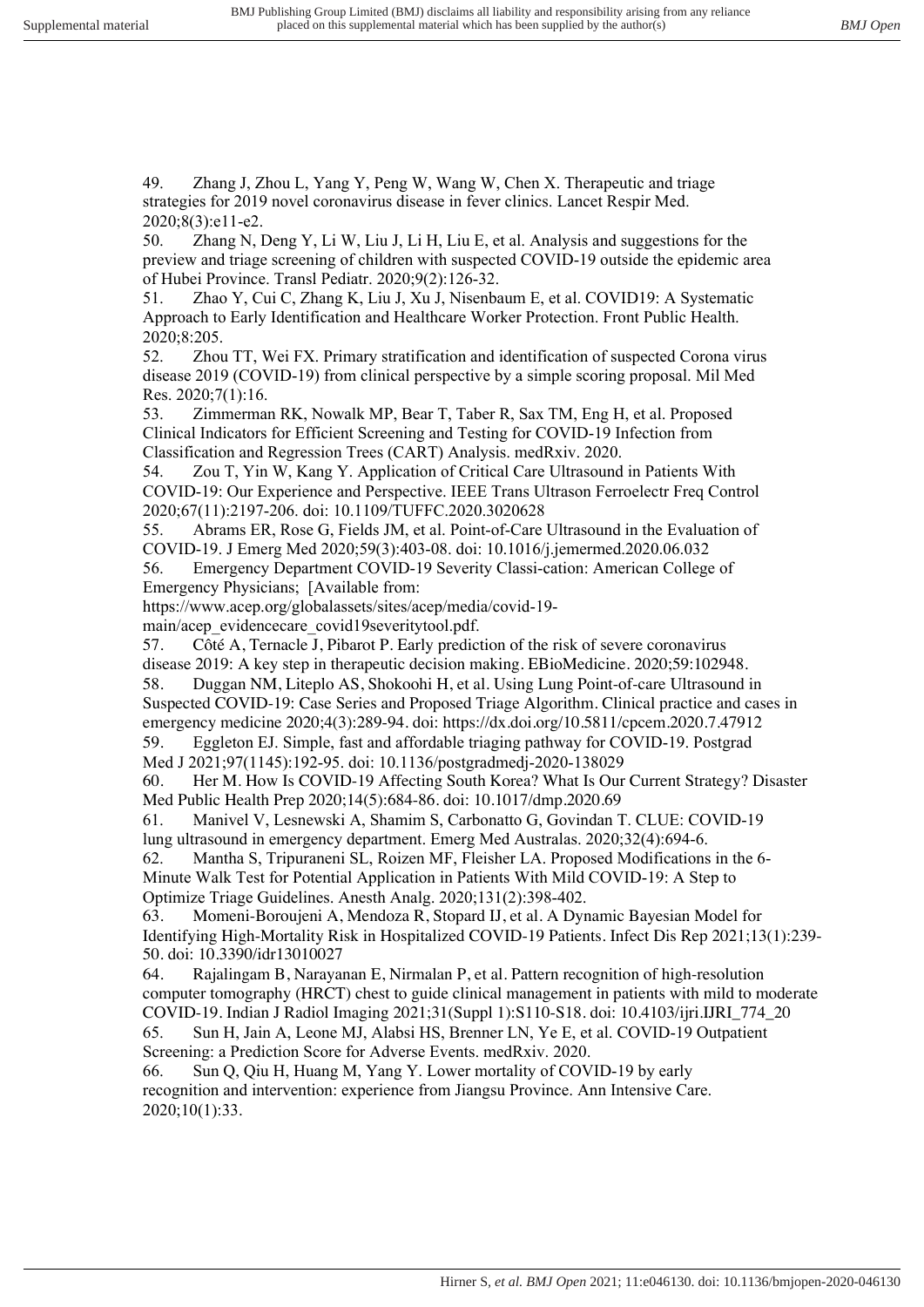49. Zhang J, Zhou L, Yang Y, Peng W, Wang W, Chen X. Therapeutic and triage strategies for 2019 novel coronavirus disease in fever clinics. Lancet Respir Med. 2020;8(3):e11-e2.
50. Zhang N, Deng Y, Li W, Liu J, Li H, Liu E, et al. Analysis and suggestions for the preview and triage screening of children with suspected COVID-19 outside the epidemic area of Hubei Province. Transl Pediatr. 2020;9(2):126-32.
51. Zhao Y, Cui C, Zhang K, Liu J, Xu J, Nisenbaum E, et al. COVID19: A Systematic Approach to Early Identification and Healthcare Worker Protection. Front Public Health. 2020;8:205.
52. Zhou TT, Wei FX. Primary stratification and identification of suspected Corona virus disease 2019 (COVID-19) from clinical perspective by a simple scoring proposal. Mil Med Res. 2020;7(1):16.
53. Zimmerman RK, Nowalk MP, Bear T, Taber R, Sax TM, Eng H, et al. Proposed Clinical Indicators for Efficient Screening and Testing for COVID-19 Infection from Classification and Regression Trees (CART) Analysis. medRxiv. 2020.
54. Zou T, Yin W, Kang Y. Application of Critical Care Ultrasound in Patients With COVID-19: Our Experience and Perspective. IEEE Trans Ultrason Ferroelectr Freq Control 2020;67(11):2197-206. doi: 10.1109/TUFFC.2020.3020628
55. Abrams ER, Rose G, Fields JM, et al. Point-of-Care Ultrasound in the Evaluation of COVID-19. J Emerg Med 2020;59(3):403-08. doi: 10.1016/j.jemermed.2020.06.032
56. Emergency Department COVID-19 Severity Classi-cation: American College of Emergency Physicians; [Available from: https://www.acep.org/globalassets/sites/acep/media/covid-19-main/acep_evidencecare_covid19severitytool.pdf.
57. Côté A, Ternacle J, Pibarot P. Early prediction of the risk of severe coronavirus disease 2019: A key step in therapeutic decision making. EBioMedicine. 2020;59:102948.
58. Duggan NM, Liteplo AS, Shokoohi H, et al. Using Lung Point-of-care Ultrasound in Suspected COVID-19: Case Series and Proposed Triage Algorithm. Clinical practice and cases in emergency medicine 2020;4(3):289-94. doi: https://dx.doi.org/10.5811/cpcem.2020.7.47912
59. Eggleton EJ. Simple, fast and affordable triaging pathway for COVID-19. Postgrad Med J 2021;97(1145):192-95. doi: 10.1136/postgradmedj-2020-138029
60. Her M. How Is COVID-19 Affecting South Korea? What Is Our Current Strategy? Disaster Med Public Health Prep 2020;14(5):684-86. doi: 10.1017/dmp.2020.69
61. Manivel V, Lesnewski A, Shamim S, Carbonatto G, Govindan T. CLUE: COVID-19 lung ultrasound in emergency department. Emerg Med Australas. 2020;32(4):694-6.
62. Mantha S, Tripuraneni SL, Roizen MF, Fleisher LA. Proposed Modifications in the 6-Minute Walk Test for Potential Application in Patients With Mild COVID-19: A Step to Optimize Triage Guidelines. Anesth Analg. 2020;131(2):398-402.
63. Momeni-Boroujeni A, Mendoza R, Stopard IJ, et al. A Dynamic Bayesian Model for Identifying High-Mortality Risk in Hospitalized COVID-19 Patients. Infect Dis Rep 2021;13(1):239-50. doi: 10.3390/idr13010027
64. Rajalingam B, Narayanan E, Nirmalan P, et al. Pattern recognition of high-resolution computer tomography (HRCT) chest to guide clinical management in patients with mild to moderate COVID-19. Indian J Radiol Imaging 2021;31(Suppl 1):S110-S18. doi: 10.4103/ijri.IJRI_774_20
65. Sun H, Jain A, Leone MJ, Alabsi HS, Brenner LN, Ye E, et al. COVID-19 Outpatient Screening: a Prediction Score for Adverse Events. medRxiv. 2020.
66. Sun Q, Qiu H, Huang M, Yang Y. Lower mortality of COVID-19 by early recognition and intervention: experience from Jiangsu Province. Ann Intensive Care. 2020;10(1):33.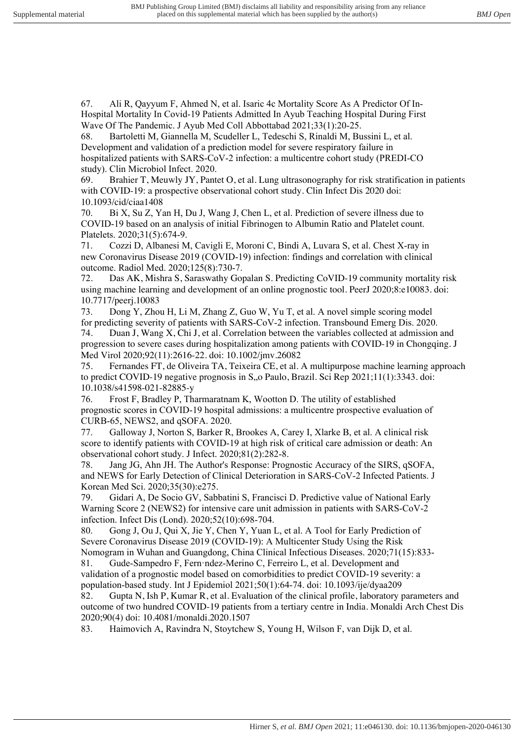67. Ali R, Qayyum F, Ahmed N, et al. Isaric 4c Mortality Score As A Predictor Of In-Hospital Mortality In Covid-19 Patients Admitted In Ayub Teaching Hospital During First Wave Of The Pandemic. J Ayub Med Coll Abbottabad 2021;33(1):20-25.

68. Bartoletti M, Giannella M, Scudeller L, Tedeschi S, Rinaldi M, Bussini L, et al. Development and validation of a prediction model for severe respiratory failure in hospitalized patients with SARS-CoV-2 infection: a multicentre cohort study (PREDI-CO study). Clin Microbiol Infect. 2020.

69. Brahier T, Meuwly JY, Pantet O, et al. Lung ultrasonography for risk stratification in patients with COVID-19: a prospective observational cohort study. Clin Infect Dis 2020 doi: 10.1093/cid/ciaa1408

70. Bi X, Su Z, Yan H, Du J, Wang J, Chen L, et al. Prediction of severe illness due to COVID-19 based on an analysis of initial Fibrinogen to Albumin Ratio and Platelet count. Platelets. 2020;31(5):674-9.

71. Cozzi D, Albanesi M, Cavigli E, Moroni C, Bindi A, Luvara S, et al. Chest X-ray in new Coronavirus Disease 2019 (COVID-19) infection: findings and correlation with clinical outcome. Radiol Med. 2020;125(8):730-7.

72. Das AK, Mishra S, Saraswathy Gopalan S. Predicting CoVID-19 community mortality risk using machine learning and development of an online prognostic tool. PeerJ 2020;8:e10083. doi: 10.7717/peerj.10083

73. Dong Y, Zhou H, Li M, Zhang Z, Guo W, Yu T, et al. A novel simple scoring model for predicting severity of patients with SARS-CoV-2 infection. Transbound Emerg Dis. 2020.

74. Duan J, Wang X, Chi J, et al. Correlation between the variables collected at admission and progression to severe cases during hospitalization among patients with COVID-19 in Chongqing. J Med Virol 2020;92(11):2616-22. doi: 10.1002/jmv.26082

75. Fernandes FT, de Oliveira TA, Teixeira CE, et al. A multipurpose machine learning approach to predict COVID-19 negative prognosis in S,,o Paulo, Brazil. Sci Rep 2021;11(1):3343. doi: 10.1038/s41598-021-82885-y

76. Frost F, Bradley P, Tharmaratnam K, Wootton D. The utility of established prognostic scores in COVID-19 hospital admissions: a multicentre prospective evaluation of CURB-65, NEWS2, and qSOFA. 2020.

77. Galloway J, Norton S, Barker R, Brookes A, Carey I, Xlarke B, et al. A clinical risk score to identify patients with COVID-19 at high risk of critical care admission or death: An observational cohort study. J Infect. 2020;81(2):282-8.

78. Jang JG, Ahn JH. The Author's Response: Prognostic Accuracy of the SIRS, qSOFA, and NEWS for Early Detection of Clinical Deterioration in SARS-CoV-2 Infected Patients. J Korean Med Sci. 2020;35(30):e275.

79. Gidari A, De Socio GV, Sabbatini S, Francisci D. Predictive value of National Early Warning Score 2 (NEWS2) for intensive care unit admission in patients with SARS-CoV-2 infection. Infect Dis (Lond). 2020;52(10):698-704.

80. Gong J, Ou J, Qui X, Jie Y, Chen Y, Yuan L, et al. A Tool for Early Prediction of Severe Coronavirus Disease 2019 (COVID-19): A Multicenter Study Using the Risk Nomogram in Wuhan and Guangdong, China Clinical Infectious Diseases. 2020;71(15):833-

81. Gude-Sampedro F, Fern·ndez-Merino C, Ferreiro L, et al. Development and validation of a prognostic model based on comorbidities to predict COVID-19 severity: a population-based study. Int J Epidemiol 2021;50(1):64-74. doi: 10.1093/ije/dyaa209

82. Gupta N, Ish P, Kumar R, et al. Evaluation of the clinical profile, laboratory parameters and outcome of two hundred COVID-19 patients from a tertiary centre in India. Monaldi Arch Chest Dis 2020;90(4) doi: 10.4081/monaldi.2020.1507

83. Haimovich A, Ravindra N, Stoytchew S, Young H, Wilson F, van Dijk D, et al.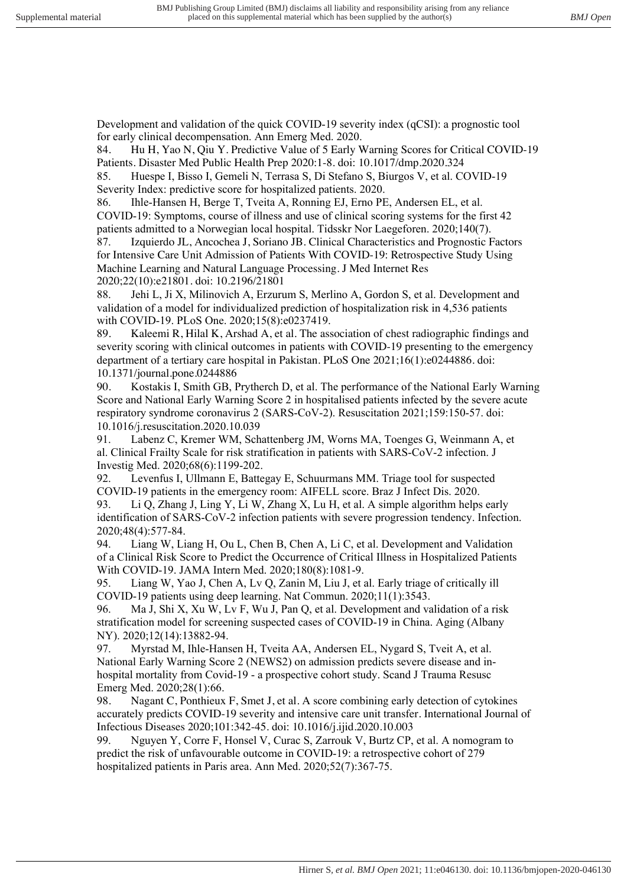Development and validation of the quick COVID-19 severity index (qCSI): a prognostic tool for early clinical decompensation. Ann Emerg Med. 2020.

84. Hu H, Yao N, Qiu Y. Predictive Value of 5 Early Warning Scores for Critical COVID-19 Patients. Disaster Med Public Health Prep 2020:1-8. doi: 10.1017/dmp.2020.324
85. Huespe I, Bisso I, Gemeli N, Terrasa S, Di Stefano S, Biurgos V, et al. COVID-19 Severity Index: predictive score for hospitalized patients. 2020.
86. Ihle-Hansen H, Berge T, Tveita A, Ronning EJ, Erno PE, Andersen EL, et al. COVID-19: Symptoms, course of illness and use of clinical scoring systems for the first 42 patients admitted to a Norwegian local hospital. Tidsskr Nor Laegeforen. 2020;140(7).
87. Izquierdo JL, Ancochea J, Soriano JB. Clinical Characteristics and Prognostic Factors for Intensive Care Unit Admission of Patients With COVID-19: Retrospective Study Using Machine Learning and Natural Language Processing. J Med Internet Res 2020;22(10):e21801. doi: 10.2196/21801
88. Jehi L, Ji X, Milinovich A, Erzurum S, Merlino A, Gordon S, et al. Development and validation of a model for individualized prediction of hospitalization risk in 4,536 patients with COVID-19. PLoS One. 2020;15(8):e0237419.
89. Kaleemi R, Hilal K, Arshad A, et al. The association of chest radiographic findings and severity scoring with clinical outcomes in patients with COVID-19 presenting to the emergency department of a tertiary care hospital in Pakistan. PLoS One 2021;16(1):e0244886. doi: 10.1371/journal.pone.0244886
90. Kostakis I, Smith GB, Prytherch D, et al. The performance of the National Early Warning Score and National Early Warning Score 2 in hospitalised patients infected by the severe acute respiratory syndrome coronavirus 2 (SARS-CoV-2). Resuscitation 2021;159:150-57. doi: 10.1016/j.resuscitation.2020.10.039
91. Labenz C, Kremer WM, Schattenberg JM, Worns MA, Toenges G, Weinmann A, et al. Clinical Frailty Scale for risk stratification in patients with SARS-CoV-2 infection. J Investig Med. 2020;68(6):1199-202.
92. Levenfus I, Ullmann E, Battegay E, Schuurmans MM. Triage tool for suspected COVID-19 patients in the emergency room: AIFELL score. Braz J Infect Dis. 2020.
93. Li Q, Zhang J, Ling Y, Li W, Zhang X, Lu H, et al. A simple algorithm helps early identification of SARS-CoV-2 infection patients with severe progression tendency. Infection. 2020;48(4):577-84.
94. Liang W, Liang H, Ou L, Chen B, Chen A, Li C, et al. Development and Validation of a Clinical Risk Score to Predict the Occurrence of Critical Illness in Hospitalized Patients With COVID-19. JAMA Intern Med. 2020;180(8):1081-9.
95. Liang W, Yao J, Chen A, Lv Q, Zanin M, Liu J, et al. Early triage of critically ill COVID-19 patients using deep learning. Nat Commun. 2020;11(1):3543.
96. Ma J, Shi X, Xu W, Lv F, Wu J, Pan Q, et al. Development and validation of a risk stratification model for screening suspected cases of COVID-19 in China. Aging (Albany NY). 2020;12(14):13882-94.
97. Myrstad M, Ihle-Hansen H, Tveita AA, Andersen EL, Nygard S, Tveit A, et al. National Early Warning Score 2 (NEWS2) on admission predicts severe disease and in-hospital mortality from Covid-19 - a prospective cohort study. Scand J Trauma Resusc Emerg Med. 2020;28(1):66.
98. Nagant C, Ponthieux F, Smet J, et al. A score combining early detection of cytokines accurately predicts COVID-19 severity and intensive care unit transfer. International Journal of Infectious Diseases 2020;101:342-45. doi: 10.1016/j.ijid.2020.10.003
99. Nguyen Y, Corre F, Honsel V, Curac S, Zarrouk V, Burtz CP, et al. A nomogram to predict the risk of unfavourable outcome in COVID-19: a retrospective cohort of 279 hospitalized patients in Paris area. Ann Med. 2020;52(7):367-75.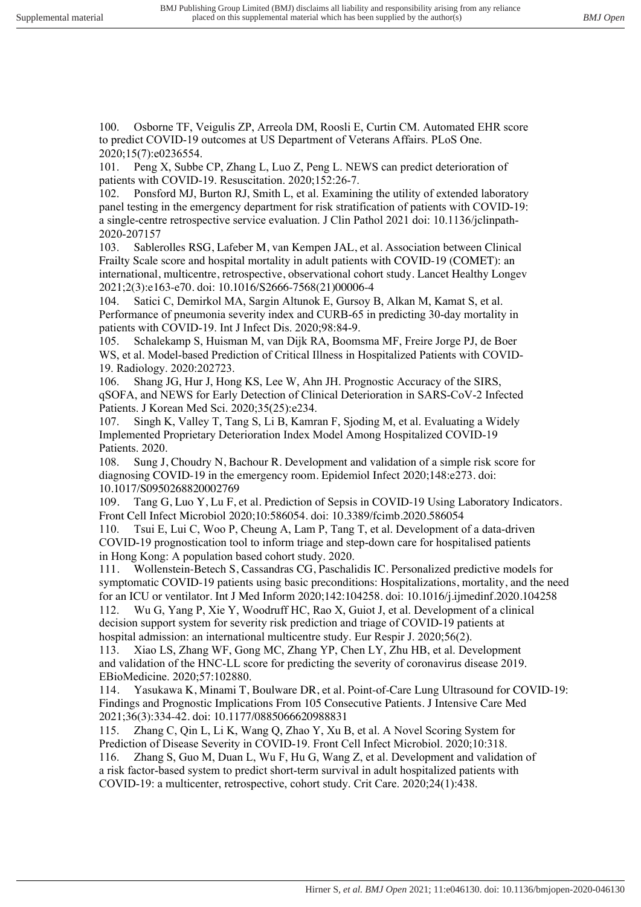100. Osborne TF, Veigulis ZP, Arreola DM, Roosli E, Curtin CM. Automated EHR score to predict COVID-19 outcomes at US Department of Veterans Affairs. PLoS One. 2020;15(7):e0236554.

101. Peng X, Subbe CP, Zhang L, Luo Z, Peng L. NEWS can predict deterioration of patients with COVID-19. Resuscitation. 2020;152:26-7.

102. Ponsford MJ, Burton RJ, Smith L, et al. Examining the utility of extended laboratory panel testing in the emergency department for risk stratification of patients with COVID-19: a single-centre retrospective service evaluation. J Clin Pathol 2021 doi: 10.1136/jclinpath-2020-207157

103. Sablerolles RSG, Lafeber M, van Kempen JAL, et al. Association between Clinical Frailty Scale score and hospital mortality in adult patients with COVID-19 (COMET): an international, multicentre, retrospective, observational cohort study. Lancet Healthy Longev 2021;2(3):e163-e70. doi: 10.1016/S2666-7568(21)00006-4

104. Satici C, Demirkol MA, Sargin Altunok E, Gursoy B, Alkan M, Kamat S, et al. Performance of pneumonia severity index and CURB-65 in predicting 30-day mortality in patients with COVID-19. Int J Infect Dis. 2020;98:84-9.

105. Schalekamp S, Huisman M, van Dijk RA, Boomsma MF, Freire Jorge PJ, de Boer WS, et al. Model-based Prediction of Critical Illness in Hospitalized Patients with COVID-19. Radiology. 2020:202723.

106. Shang JG, Hur J, Hong KS, Lee W, Ahn JH. Prognostic Accuracy of the SIRS, qSOFA, and NEWS for Early Detection of Clinical Deterioration in SARS-CoV-2 Infected Patients. J Korean Med Sci. 2020;35(25):e234.

107. Singh K, Valley T, Tang S, Li B, Kamran F, Sjoding M, et al. Evaluating a Widely Implemented Proprietary Deterioration Index Model Among Hospitalized COVID-19 Patients. 2020.

108. Sung J, Choudry N, Bachour R. Development and validation of a simple risk score for diagnosing COVID-19 in the emergency room. Epidemiol Infect 2020;148:e273. doi: 10.1017/S0950268820002769

109. Tang G, Luo Y, Lu F, et al. Prediction of Sepsis in COVID-19 Using Laboratory Indicators. Front Cell Infect Microbiol 2020;10:586054. doi: 10.3389/fcimb.2020.586054

110. Tsui E, Lui C, Woo P, Cheung A, Lam P, Tang T, et al. Development of a data-driven COVID-19 prognostication tool to inform triage and step-down care for hospitalised patients in Hong Kong: A population based cohort study. 2020.

111. Wollenstein-Betech S, Cassandras CG, Paschalidis IC. Personalized predictive models for symptomatic COVID-19 patients using basic preconditions: Hospitalizations, mortality, and the need for an ICU or ventilator. Int J Med Inform 2020;142:104258. doi: 10.1016/j.ijmedinf.2020.104258

112. Wu G, Yang P, Xie Y, Woodruff HC, Rao X, Guiot J, et al. Development of a clinical decision support system for severity risk prediction and triage of COVID-19 patients at hospital admission: an international multicentre study. Eur Respir J. 2020;56(2).

113. Xiao LS, Zhang WF, Gong MC, Zhang YP, Chen LY, Zhu HB, et al. Development and validation of the HNC-LL score for predicting the severity of coronavirus disease 2019. EBioMedicine. 2020;57:102880.

114. Yasukawa K, Minami T, Boulware DR, et al. Point-of-Care Lung Ultrasound for COVID-19: Findings and Prognostic Implications From 105 Consecutive Patients. J Intensive Care Med 2021;36(3):334-42. doi: 10.1177/0885066620988831

115. Zhang C, Qin L, Li K, Wang Q, Zhao Y, Xu B, et al. A Novel Scoring System for Prediction of Disease Severity in COVID-19. Front Cell Infect Microbiol. 2020;10:318.

116. Zhang S, Guo M, Duan L, Wu F, Hu G, Wang Z, et al. Development and validation of a risk factor-based system to predict short-term survival in adult hospitalized patients with COVID-19: a multicenter, retrospective, cohort study. Crit Care. 2020;24(1):438.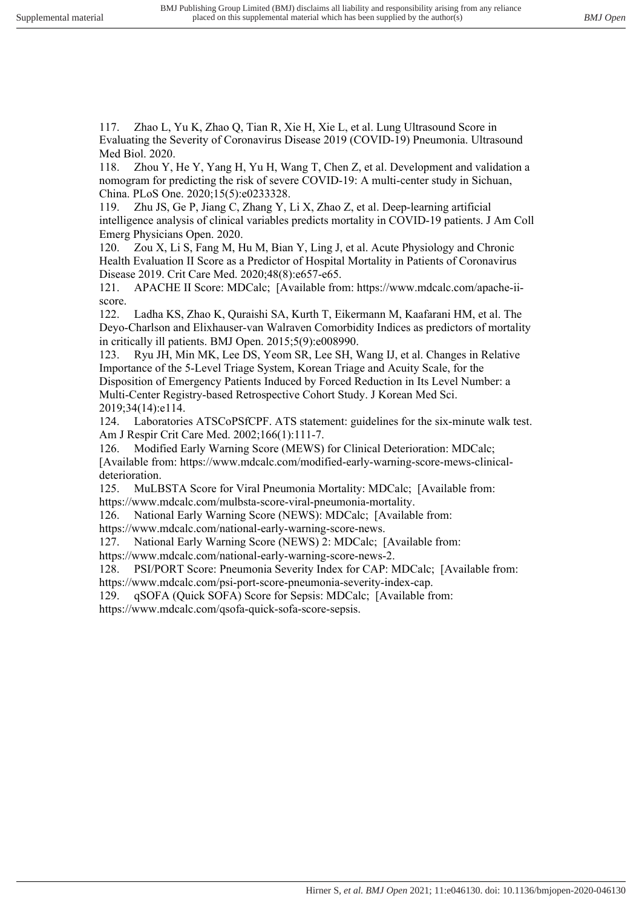117. Zhao L, Yu K, Zhao Q, Tian R, Xie H, Xie L, et al. Lung Ultrasound Score in Evaluating the Severity of Coronavirus Disease 2019 (COVID-19) Pneumonia. Ultrasound Med Biol. 2020.

118. Zhou Y, He Y, Yang H, Yu H, Wang T, Chen Z, et al. Development and validation a nomogram for predicting the risk of severe COVID-19: A multi-center study in Sichuan, China. PLoS One. 2020;15(5):e0233328.

119. Zhu JS, Ge P, Jiang C, Zhang Y, Li X, Zhao Z, et al. Deep-learning artificial intelligence analysis of clinical variables predicts mortality in COVID-19 patients. J Am Coll Emerg Physicians Open. 2020.

120. Zou X, Li S, Fang M, Hu M, Bian Y, Ling J, et al. Acute Physiology and Chronic Health Evaluation II Score as a Predictor of Hospital Mortality in Patients of Coronavirus Disease 2019. Crit Care Med. 2020;48(8):e657-e65.

121. APACHE II Score: MDCalc; [Available from: https://www.mdcalc.com/apache-ii-score.

122. Ladha KS, Zhao K, Quraishi SA, Kurth T, Eikermann M, Kaafarani HM, et al. The Deyo-Charlson and Elixhauser-van Walraven Comorbidity Indices as predictors of mortality in critically ill patients. BMJ Open. 2015;5(9):e008990.

123. Ryu JH, Min MK, Lee DS, Yeom SR, Lee SH, Wang IJ, et al. Changes in Relative Importance of the 5-Level Triage System, Korean Triage and Acuity Scale, for the Disposition of Emergency Patients Induced by Forced Reduction in Its Level Number: a Multi-Center Registry-based Retrospective Cohort Study. J Korean Med Sci. 2019;34(14):e114.

124. Laboratories ATSCoPSfCPF. ATS statement: guidelines for the six-minute walk test. Am J Respir Crit Care Med. 2002;166(1):111-7.

126. Modified Early Warning Score (MEWS) for Clinical Deterioration: MDCalc; [Available from: https://www.mdcalc.com/modified-early-warning-score-mews-clinical-deterioration.

125. MuLBSTA Score for Viral Pneumonia Mortality: MDCalc; [Available from: https://www.mdcalc.com/mulbsta-score-viral-pneumonia-mortality.

126. National Early Warning Score (NEWS): MDCalc; [Available from: https://www.mdcalc.com/national-early-warning-score-news.

127. National Early Warning Score (NEWS) 2: MDCalc; [Available from: https://www.mdcalc.com/national-early-warning-score-news-2.

128. PSI/PORT Score: Pneumonia Severity Index for CAP: MDCalc; [Available from: https://www.mdcalc.com/psi-port-score-pneumonia-severity-index-cap.

129. qSOFA (Quick SOFA) Score for Sepsis: MDCalc; [Available from: https://www.mdcalc.com/qsofa-quick-sofa-score-sepsis.